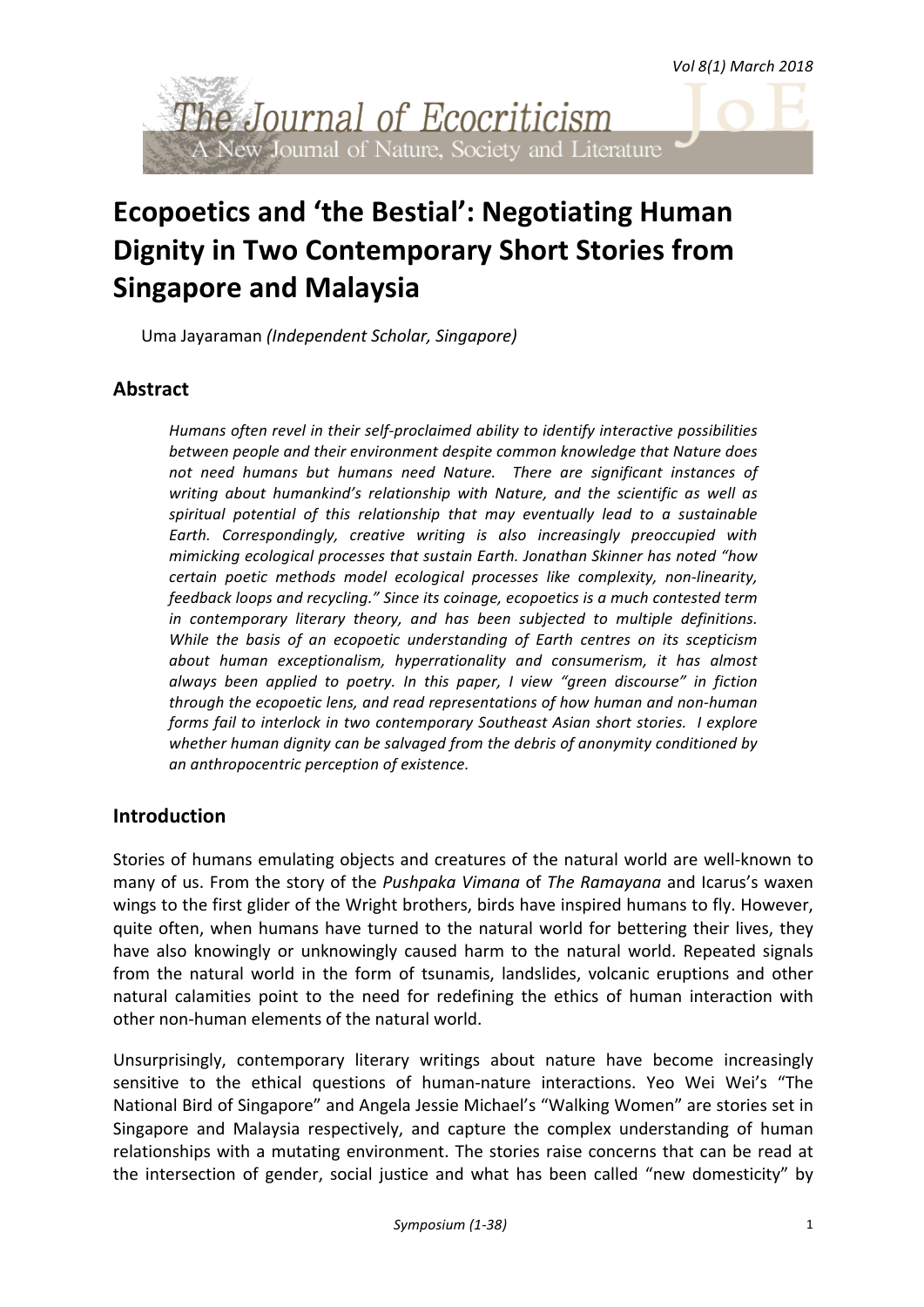# Ecopoetics and 'the Bestial': Negotiating Human Dignity in Two Contemporary Short Stories from Singapore and Malaysia

Uma Jayaraman *(Independent Scholar, Singapore)*

## Abstract

*Humans often revel in their self-proclaimed ability to identify interactive possibilities between people and their environment despite common knowledge that Nature does not need humans but humans need Nature. There are significant instances of writing about humankind's relationship with Nature, and the scientific as well as spiritual potential of this relationship that may eventually lead to a sustainable Earth. Correspondingly, creative writing is also increasingly preoccupied with mimicking ecological processes that sustain Earth. Jonathan Skinner has noted "how certain poetic methods model ecological processes like complexity, non-linearity, feedback loops and recycling." Since its coinage, ecopoetics is a much contested term in contemporary literary theory, and has been subjected to multiple definitions. While the basis of an ecopoetic understanding of Earth centres on its scepticism about human exceptionalism, hyperrationality and consumerism, it has almost always been applied to poetry. In this paper, I view "green discourse" in fiction through the ecopoetic lens, and read representations of how human and non-human forms fail to interlock in two contemporary Southeast Asian short stories. I explore whether human dignity can be salvaged from the debris of anonymity conditioned by an anthropocentric perception of existence.*

## Introduction

Stories of humans emulating objects and creatures of the natural world are well-known to many of us. From the story of the *Pushpaka Vimana* of *The Ramayana* and Icarus's waxen wings to the first glider of the Wright brothers, birds have inspired humans to fly. However, quite often, when humans have turned to the natural world for bettering their lives, they have also knowingly or unknowingly caused harm to the natural world. Repeated signals from the natural world in the form of tsunamis, landslides, volcanic eruptions and other natural calamities point to the need for redefining the ethics of human interaction with other non-human elements of the natural world.

Unsurprisingly, contemporary literary writings about nature have become increasingly sensitive to the ethical questions of human-nature interactions. Yeo Wei Wei's "The National Bird of Singapore" and Angela Jessie Michael's "Walking Women" are stories set in Singapore and Malaysia respectively, and capture the complex understanding of human relationships with a mutating environment. The stories raise concerns that can be read at the intersection of gender, social justice and what has been called "new domesticity" by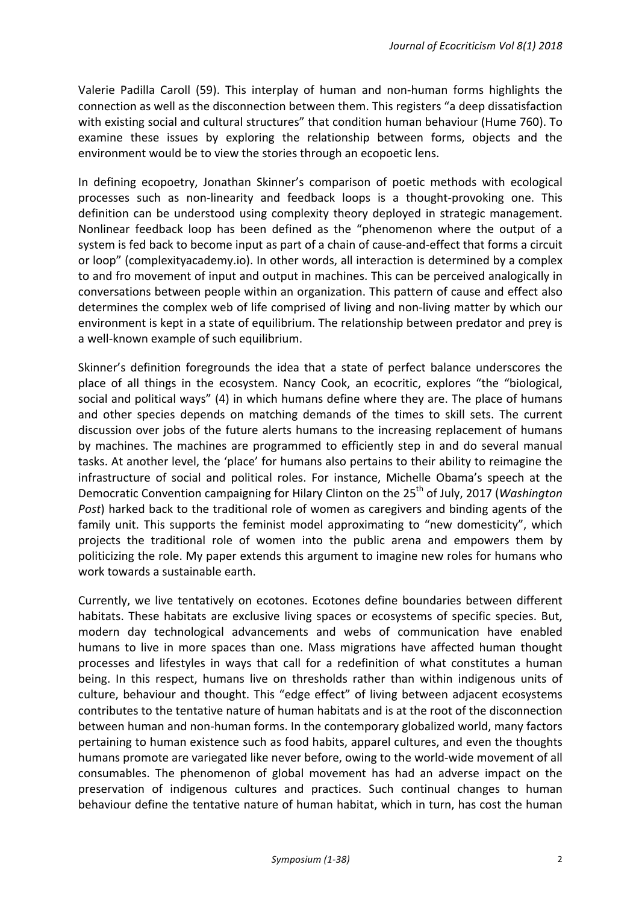Valerie Padilla Caroll (59). This interplay of human and non-human forms highlights the connection as well as the disconnection between them. This registers "a deep dissatisfaction with existing social and cultural structures" that condition human behaviour (Hume 760). To examine these issues by exploring the relationship between forms, objects and the environment would be to view the stories through an ecopoetic lens.

In defining ecopoetry, Jonathan Skinner's comparison of poetic methods with ecological processes such as non-linearity and feedback loops is a thought-provoking one. This definition can be understood using complexity theory deployed in strategic management. Nonlinear feedback loop has been defined as the "phenomenon where the output of a system is fed back to become input as part of a chain of cause-and-effect that forms a circuit or loop" (complexityacademy.io). In other words, all interaction is determined by a complex to and fro movement of input and output in machines. This can be perceived analogically in conversations between people within an organization. This pattern of cause and effect also determines the complex web of life comprised of living and non-living matter by which our environment is kept in a state of equilibrium. The relationship between predator and prey is a well-known example of such equilibrium.

Skinner's definition foregrounds the idea that a state of perfect balance underscores the place of all things in the ecosystem. Nancy Cook, an ecocritic, explores "the "biological, social and political ways" (4) in which humans define where they are. The place of humans and other species depends on matching demands of the times to skill sets. The current discussion over jobs of the future alerts humans to the increasing replacement of humans by machines. The machines are programmed to efficiently step in and do several manual tasks. At another level, the 'place' for humans also pertains to their ability to reimagine the infrastructure of social and political roles. For instance, Michelle Obama's speech at the Democratic Convention campaigning for Hilary Clinton on the 25th of July, 2017 (*Washington Post*) harked back to the traditional role of women as caregivers and binding agents of the family unit. This supports the feminist model approximating to "new domesticity", which projects the traditional role of women into the public arena and empowers them by politicizing the role. My paper extends this argument to imagine new roles for humans who work towards a sustainable earth.

Currently, we live tentatively on ecotones. Ecotones define boundaries between different habitats. These habitats are exclusive living spaces or ecosystems of specific species. But, modern day technological advancements and webs of communication have enabled humans to live in more spaces than one. Mass migrations have affected human thought processes and lifestyles in ways that call for a redefinition of what constitutes a human being. In this respect, humans live on thresholds rather than within indigenous units of culture, behaviour and thought. This "edge effect" of living between adjacent ecosystems contributes to the tentative nature of human habitats and is at the root of the disconnection between human and non-human forms. In the contemporary globalized world, many factors pertaining to human existence such as food habits, apparel cultures, and even the thoughts humans promote are variegated like never before, owing to the world-wide movement of all consumables. The phenomenon of global movement has had an adverse impact on the preservation of indigenous cultures and practices. Such continual changes to human behaviour define the tentative nature of human habitat, which in turn, has cost the human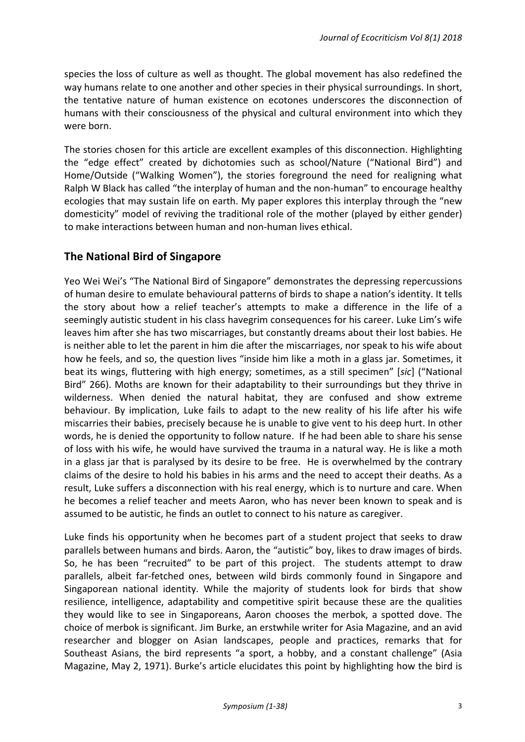species the loss of culture as well as thought. The global movement has also redefined the way humans relate to one another and other species in their physical surroundings. In short, the tentative nature of human existence on ecotones underscores the disconnection of humans with their consciousness of the physical and cultural environment into which they were born.

The stories chosen for this article are excellent examples of this disconnection. Highlighting the "edge effect" created by dichotomies such as school/Nature ("National Bird") and Home/Outside ("Walking Women"), the stories foreground the need for realigning what Ralph W Black has called "the interplay of human and the non-human" to encourage healthy ecologies that may sustain life on earth. My paper explores this interplay through the "new domesticity" model of reviving the traditional role of the mother (played by either gender) to make interactions between human and non-human lives ethical.

## The National Bird of Singapore

Yeo Wei Wei's "The National Bird of Singapore" demonstrates the depressing repercussions of human desire to emulate behavioural patterns of birds to shape a nation's identity. It tells the story about how a relief teacher's attempts to make a difference in the life of a seemingly autistic student in his class havegrim consequences for his career. Luke Lim's wife leaves him after she has two miscarriages, but constantly dreams about their lost babies. He is neither able to let the parent in him die after the miscarriages, nor speak to his wife about how he feels, and so, the question lives "inside him like a moth in a glass jar. Sometimes, it beat its wings, fluttering with high energy; sometimes, as a still specimen" [*sic*] ("National Bird" 266). Moths are known for their adaptability to their surroundings but they thrive in wilderness. When denied the natural habitat, they are confused and show extreme behaviour. By implication, Luke fails to adapt to the new reality of his life after his wife miscarries their babies, precisely because he is unable to give vent to his deep hurt. In other words, he is denied the opportunity to follow nature. If he had been able to share his sense of loss with his wife, he would have survived the trauma in a natural way. He is like a moth in a glass jar that is paralysed by its desire to be free. He is overwhelmed by the contrary claims of the desire to hold his babies in his arms and the need to accept their deaths. As a result, Luke suffers a disconnection with his real energy, which is to nurture and care. When he becomes a relief teacher and meets Aaron, who has never been known to speak and is assumed to be autistic, he finds an outlet to connect to his nature as caregiver.

Luke finds his opportunity when he becomes part of a student project that seeks to draw parallels between humans and birds. Aaron, the "autistic" boy, likes to draw images of birds. So, he has been "recruited" to be part of this project. The students attempt to draw parallels, albeit far-fetched ones, between wild birds commonly found in Singapore and Singaporean national identity. While the majority of students look for birds that show resilience, intelligence, adaptability and competitive spirit because these are the qualities they would like to see in Singaporeans, Aaron chooses the merbok, a spotted dove. The choice of merbok is significant. Jim Burke, an erstwhile writer for Asia Magazine, and an avid researcher and blogger on Asian landscapes, people and practices, remarks that for Southeast Asians, the bird represents "a sport, a hobby, and a constant challenge" (Asia Magazine, May 2, 1971). Burke's article elucidates this point by highlighting how the bird is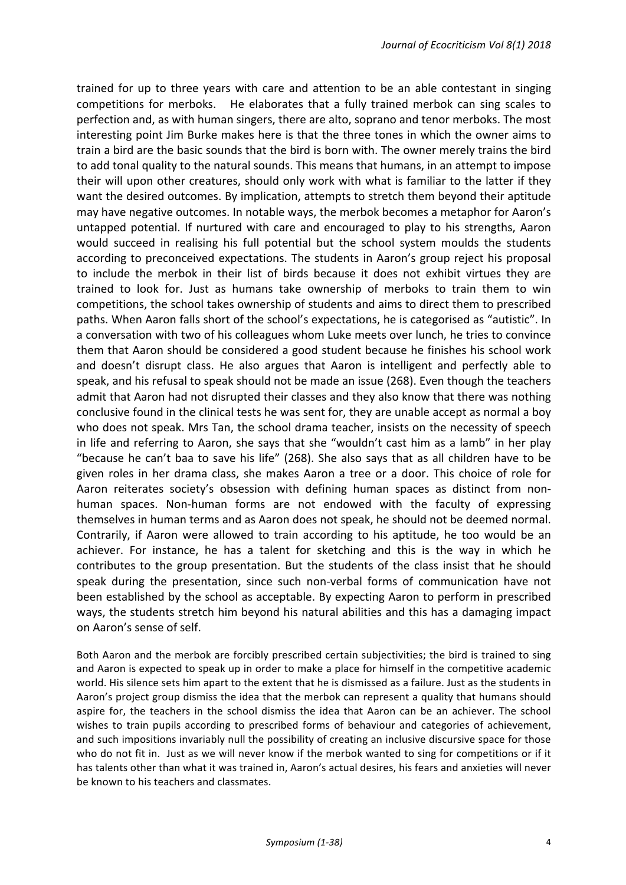trained for up to three years with care and attention to be an able contestant in singing competitions for merboks. He elaborates that a fully trained merbok can sing scales to perfection and, as with human singers, there are alto, soprano and tenor merboks. The most interesting point Jim Burke makes here is that the three tones in which the owner aims to train a bird are the basic sounds that the bird is born with. The owner merely trains the bird to add tonal quality to the natural sounds. This means that humans, in an attempt to impose their will upon other creatures, should only work with what is familiar to the latter if they want the desired outcomes. By implication, attempts to stretch them beyond their aptitude may have negative outcomes. In notable ways, the merbok becomes a metaphor for Aaron's untapped potential. If nurtured with care and encouraged to play to his strengths, Aaron would succeed in realising his full potential but the school system moulds the students according to preconceived expectations. The students in Aaron's group reject his proposal to include the merbok in their list of birds because it does not exhibit virtues they are trained to look for. Just as humans take ownership of merboks to train them to win competitions, the school takes ownership of students and aims to direct them to prescribed paths. When Aaron falls short of the school's expectations, he is categorised as "autistic". In a conversation with two of his colleagues whom Luke meets over lunch, he tries to convince them that Aaron should be considered a good student because he finishes his school work and doesn't disrupt class. He also argues that Aaron is intelligent and perfectly able to speak, and his refusal to speak should not be made an issue (268). Even though the teachers admit that Aaron had not disrupted their classes and they also know that there was nothing conclusive found in the clinical tests he was sent for, they are unable accept as normal a boy who does not speak. Mrs Tan, the school drama teacher, insists on the necessity of speech in life and referring to Aaron, she says that she "wouldn't cast him as a lamb" in her play "because he can't baa to save his life" (268). She also says that as all children have to be given roles in her drama class, she makes Aaron a tree or a door. This choice of role for Aaron reiterates society's obsession with defining human spaces as distinct from non-human spaces. Non-human forms are not endowed with the faculty of expressing themselves in human terms and as Aaron does not speak, he should not be deemed normal. Contrarily, if Aaron were allowed to train according to his aptitude, he too would be an achiever. For instance, he has a talent for sketching and this is the way in which he contributes to the group presentation. But the students of the class insist that he should speak during the presentation, since such non-verbal forms of communication have not been established by the school as acceptable. By expecting Aaron to perform in prescribed ways, the students stretch him beyond his natural abilities and this has a damaging impact on Aaron's sense of self.

Both Aaron and the merbok are forcibly prescribed certain subjectivities; the bird is trained to sing and Aaron is expected to speak up in order to make a place for himself in the competitive academic world. His silence sets him apart to the extent that he is dismissed as a failure. Just as the students in Aaron's project group dismiss the idea that the merbok can represent a quality that humans should aspire for, the teachers in the school dismiss the idea that Aaron can be an achiever. The school wishes to train pupils according to prescribed forms of behaviour and categories of achievement, and such impositions invariably null the possibility of creating an inclusive discursive space for those who do not fit in. Just as we will never know if the merbok wanted to sing for competitions or if it has talents other than what it was trained in, Aaron's actual desires, his fears and anxieties will never be known to his teachers and classmates.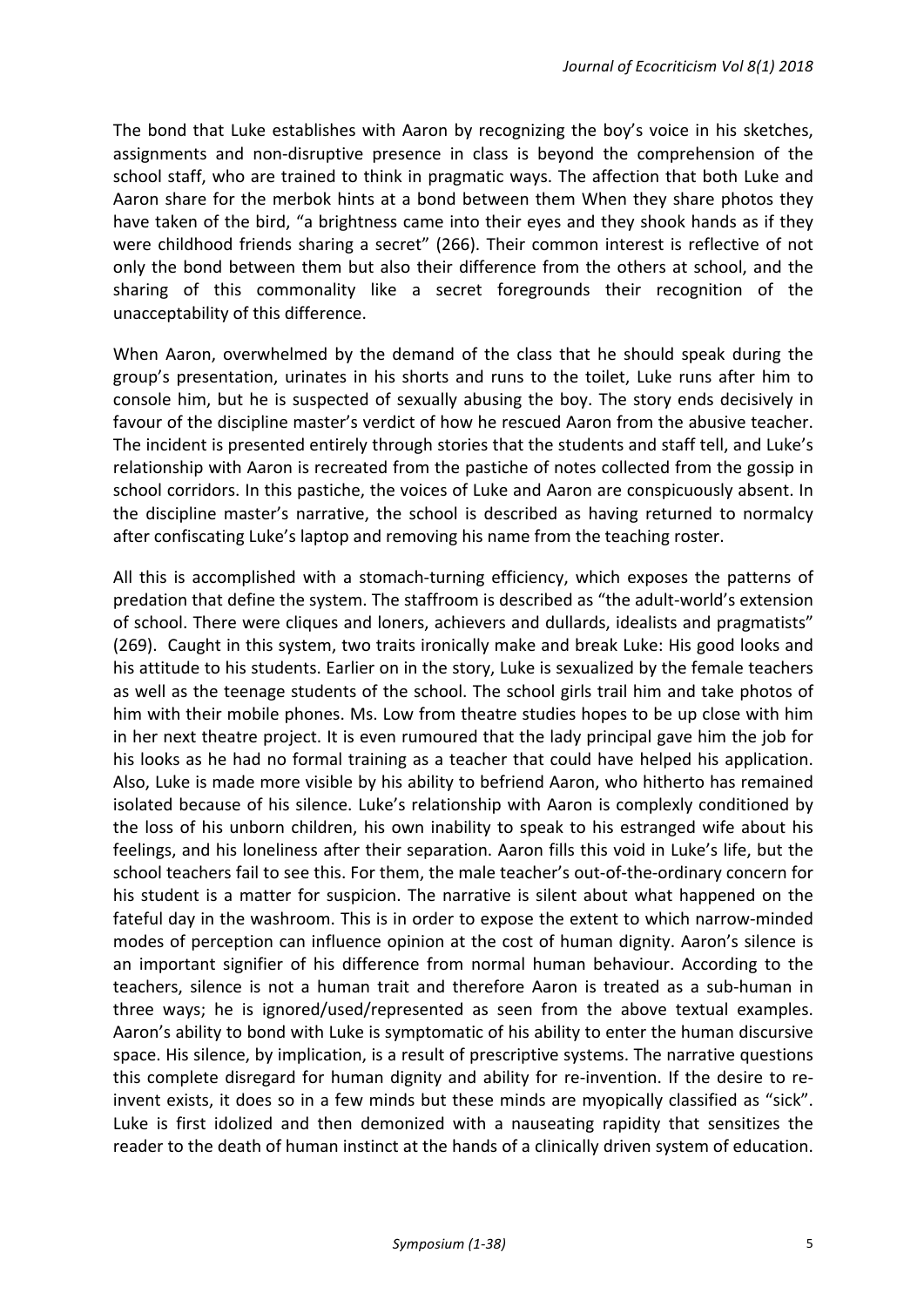The bond that Luke establishes with Aaron by recognizing the boy's voice in his sketches, assignments and non-disruptive presence in class is beyond the comprehension of the school staff, who are trained to think in pragmatic ways. The affection that both Luke and Aaron share for the merbok hints at a bond between them When they share photos they have taken of the bird, "a brightness came into their eyes and they shook hands as if they were childhood friends sharing a secret" (266). Their common interest is reflective of not only the bond between them but also their difference from the others at school, and the sharing of this commonality like a secret foregrounds their recognition of the unacceptability of this difference.

When Aaron, overwhelmed by the demand of the class that he should speak during the group's presentation, urinates in his shorts and runs to the toilet, Luke runs after him to console him, but he is suspected of sexually abusing the boy. The story ends decisively in favour of the discipline master's verdict of how he rescued Aaron from the abusive teacher. The incident is presented entirely through stories that the students and staff tell, and Luke's relationship with Aaron is recreated from the pastiche of notes collected from the gossip in school corridors. In this pastiche, the voices of Luke and Aaron are conspicuously absent. In the discipline master's narrative, the school is described as having returned to normalcy after confiscating Luke's laptop and removing his name from the teaching roster.

All this is accomplished with a stomach-turning efficiency, which exposes the patterns of predation that define the system. The staffroom is described as "the adult-world's extension of school. There were cliques and loners, achievers and dullards, idealists and pragmatists" (269). Caught in this system, two traits ironically make and break Luke: His good looks and his attitude to his students. Earlier on in the story, Luke is sexualized by the female teachers as well as the teenage students of the school. The school girls trail him and take photos of him with their mobile phones. Ms. Low from theatre studies hopes to be up close with him in her next theatre project. It is even rumoured that the lady principal gave him the job for his looks as he had no formal training as a teacher that could have helped his application. Also, Luke is made more visible by his ability to befriend Aaron, who hitherto has remained isolated because of his silence. Luke's relationship with Aaron is complexly conditioned by the loss of his unborn children, his own inability to speak to his estranged wife about his feelings, and his loneliness after their separation. Aaron fills this void in Luke's life, but the school teachers fail to see this. For them, the male teacher's out-of-the-ordinary concern for his student is a matter for suspicion. The narrative is silent about what happened on the fateful day in the washroom. This is in order to expose the extent to which narrow-minded modes of perception can influence opinion at the cost of human dignity. Aaron's silence is an important signifier of his difference from normal human behaviour. According to the teachers, silence is not a human trait and therefore Aaron is treated as a sub-human in three ways; he is ignored/used/represented as seen from the above textual examples. Aaron's ability to bond with Luke is symptomatic of his ability to enter the human discursive space. His silence, by implication, is a result of prescriptive systems. The narrative questions this complete disregard for human dignity and ability for re-invention. If the desire to re-invent exists, it does so in a few minds but these minds are myopically classified as "sick". Luke is first idolized and then demonized with a nauseating rapidity that sensitizes the reader to the death of human instinct at the hands of a clinically driven system of education.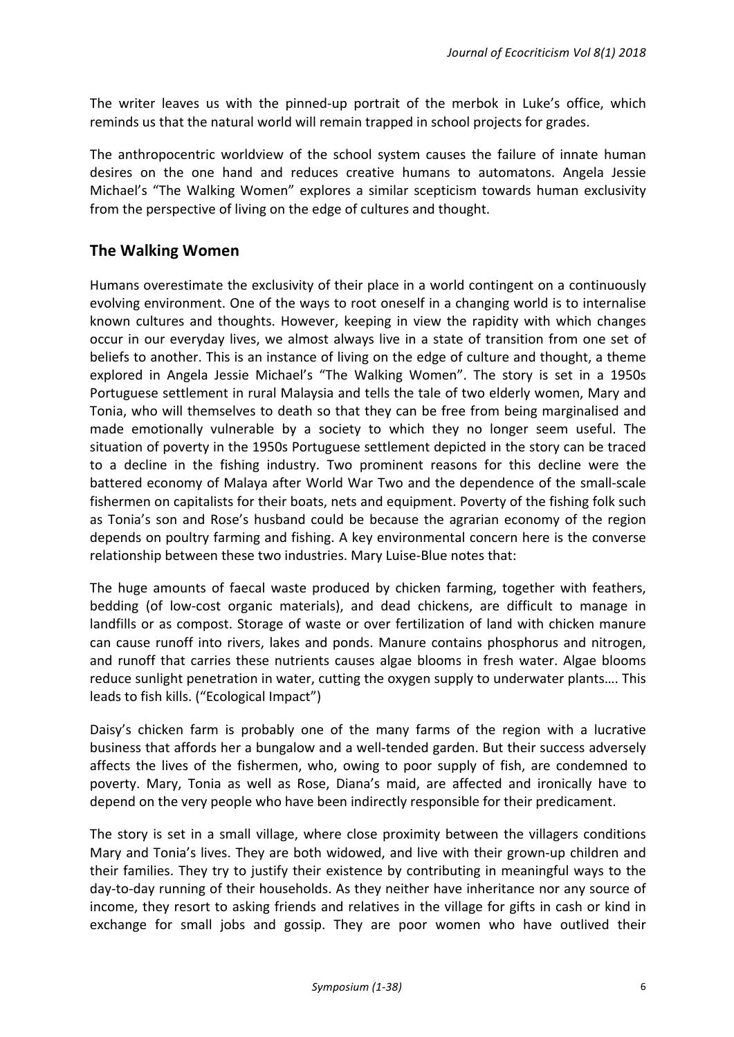The writer leaves us with the pinned-up portrait of the merbok in Luke's office, which reminds us that the natural world will remain trapped in school projects for grades.

The anthropocentric worldview of the school system causes the failure of innate human desires on the one hand and reduces creative humans to automatons. Angela Jessie Michael's "The Walking Women" explores a similar scepticism towards human exclusivity from the perspective of living on the edge of cultures and thought.

## The Walking Women

Humans overestimate the exclusivity of their place in a world contingent on a continuously evolving environment. One of the ways to root oneself in a changing world is to internalise known cultures and thoughts. However, keeping in view the rapidity with which changes occur in our everyday lives, we almost always live in a state of transition from one set of beliefs to another. This is an instance of living on the edge of culture and thought, a theme explored in Angela Jessie Michael's "The Walking Women". The story is set in a 1950s Portuguese settlement in rural Malaysia and tells the tale of two elderly women, Mary and Tonia, who will themselves to death so that they can be free from being marginalised and made emotionally vulnerable by a society to which they no longer seem useful. The situation of poverty in the 1950s Portuguese settlement depicted in the story can be traced to a decline in the fishing industry. Two prominent reasons for this decline were the battered economy of Malaya after World War Two and the dependence of the small-scale fishermen on capitalists for their boats, nets and equipment. Poverty of the fishing folk such as Tonia's son and Rose's husband could be because the agrarian economy of the region depends on poultry farming and fishing. A key environmental concern here is the converse relationship between these two industries. Mary Luise-Blue notes that:

The huge amounts of faecal waste produced by chicken farming, together with feathers, bedding (of low-cost organic materials), and dead chickens, are difficult to manage in landfills or as compost. Storage of waste or over fertilization of land with chicken manure can cause runoff into rivers, lakes and ponds. Manure contains phosphorus and nitrogen, and runoff that carries these nutrients causes algae blooms in fresh water. Algae blooms reduce sunlight penetration in water, cutting the oxygen supply to underwater plants…. This leads to fish kills. ("Ecological Impact")

Daisy's chicken farm is probably one of the many farms of the region with a lucrative business that affords her a bungalow and a well-tended garden. But their success adversely affects the lives of the fishermen, who, owing to poor supply of fish, are condemned to poverty. Mary, Tonia as well as Rose, Diana's maid, are affected and ironically have to depend on the very people who have been indirectly responsible for their predicament.

The story is set in a small village, where close proximity between the villagers conditions Mary and Tonia's lives. They are both widowed, and live with their grown-up children and their families. They try to justify their existence by contributing in meaningful ways to the day-to-day running of their households. As they neither have inheritance nor any source of income, they resort to asking friends and relatives in the village for gifts in cash or kind in exchange for small jobs and gossip. They are poor women who have outlived their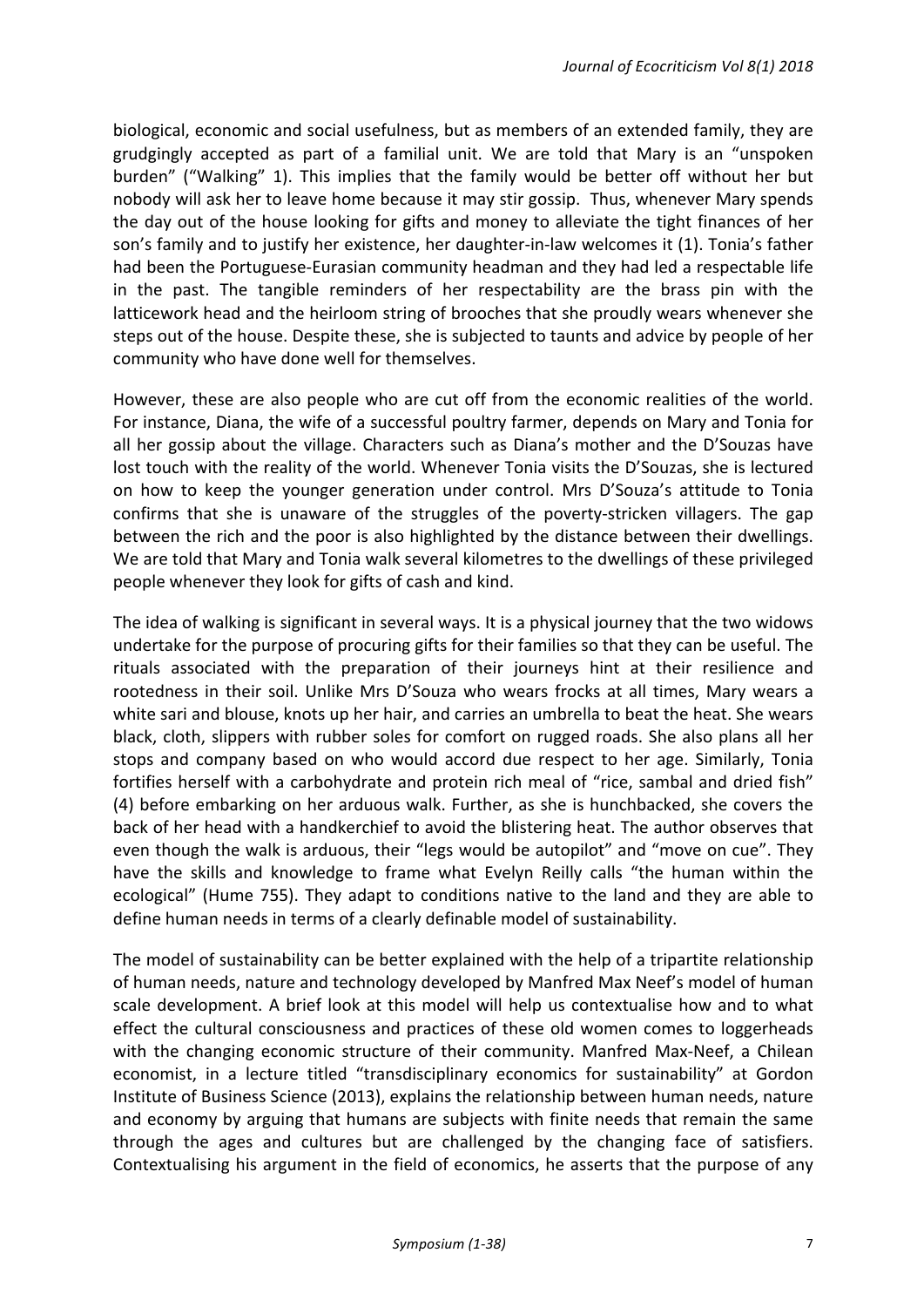biological, economic and social usefulness, but as members of an extended family, they are grudgingly accepted as part of a familial unit. We are told that Mary is an "unspoken burden" ("Walking" 1). This implies that the family would be better off without her but nobody will ask her to leave home because it may stir gossip. Thus, whenever Mary spends the day out of the house looking for gifts and money to alleviate the tight finances of her son's family and to justify her existence, her daughter-in-law welcomes it (1). Tonia's father had been the Portuguese-Eurasian community headman and they had led a respectable life in the past. The tangible reminders of her respectability are the brass pin with the latticework head and the heirloom string of brooches that she proudly wears whenever she steps out of the house. Despite these, she is subjected to taunts and advice by people of her community who have done well for themselves.

However, these are also people who are cut off from the economic realities of the world. For instance, Diana, the wife of a successful poultry farmer, depends on Mary and Tonia for all her gossip about the village. Characters such as Diana's mother and the D'Souzas have lost touch with the reality of the world. Whenever Tonia visits the D'Souzas, she is lectured on how to keep the younger generation under control. Mrs D'Souza's attitude to Tonia confirms that she is unaware of the struggles of the poverty-stricken villagers. The gap between the rich and the poor is also highlighted by the distance between their dwellings. We are told that Mary and Tonia walk several kilometres to the dwellings of these privileged people whenever they look for gifts of cash and kind.

The idea of walking is significant in several ways. It is a physical journey that the two widows undertake for the purpose of procuring gifts for their families so that they can be useful. The rituals associated with the preparation of their journeys hint at their resilience and rootedness in their soil. Unlike Mrs D'Souza who wears frocks at all times, Mary wears a white sari and blouse, knots up her hair, and carries an umbrella to beat the heat. She wears black, cloth, slippers with rubber soles for comfort on rugged roads. She also plans all her stops and company based on who would accord due respect to her age. Similarly, Tonia fortifies herself with a carbohydrate and protein rich meal of "rice, sambal and dried fish" (4) before embarking on her arduous walk. Further, as she is hunchbacked, she covers the back of her head with a handkerchief to avoid the blistering heat. The author observes that even though the walk is arduous, their "legs would be autopilot" and "move on cue". They have the skills and knowledge to frame what Evelyn Reilly calls "the human within the ecological" (Hume 755). They adapt to conditions native to the land and they are able to define human needs in terms of a clearly definable model of sustainability.

The model of sustainability can be better explained with the help of a tripartite relationship of human needs, nature and technology developed by Manfred Max Neef's model of human scale development. A brief look at this model will help us contextualise how and to what effect the cultural consciousness and practices of these old women comes to loggerheads with the changing economic structure of their community. Manfred Max-Neef, a Chilean economist, in a lecture titled "transdisciplinary economics for sustainability" at Gordon Institute of Business Science (2013), explains the relationship between human needs, nature and economy by arguing that humans are subjects with finite needs that remain the same through the ages and cultures but are challenged by the changing face of satisfiers. Contextualising his argument in the field of economics, he asserts that the purpose of any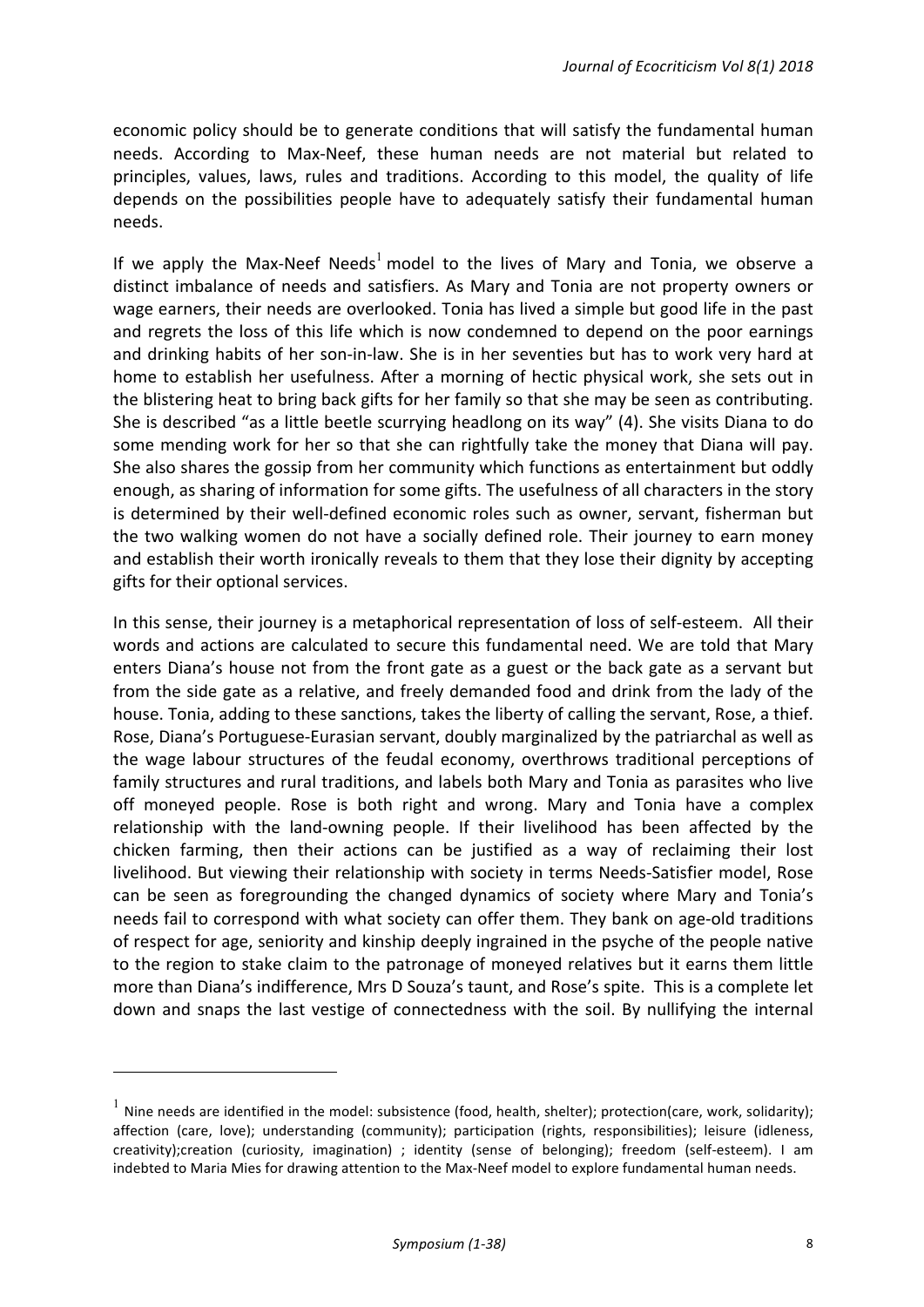economic policy should be to generate conditions that will satisfy the fundamental human needs. According to Max-Neef, these human needs are not material but related to principles, values, laws, rules and traditions. According to this model, the quality of life depends on the possibilities people have to adequately satisfy their fundamental human needs.

If we apply the Max-Neef Needs[1] model to the lives of Mary and Tonia, we observe a distinct imbalance of needs and satisfiers. As Mary and Tonia are not property owners or wage earners, their needs are overlooked. Tonia has lived a simple but good life in the past and regrets the loss of this life which is now condemned to depend on the poor earnings and drinking habits of her son-in-law. She is in her seventies but has to work very hard at home to establish her usefulness. After a morning of hectic physical work, she sets out in the blistering heat to bring back gifts for her family so that she may be seen as contributing. She is described "as a little beetle scurrying headlong on its way" (4). She visits Diana to do some mending work for her so that she can rightfully take the money that Diana will pay. She also shares the gossip from her community which functions as entertainment but oddly enough, as sharing of information for some gifts. The usefulness of all characters in the story is determined by their well-defined economic roles such as owner, servant, fisherman but the two walking women do not have a socially defined role. Their journey to earn money and establish their worth ironically reveals to them that they lose their dignity by accepting gifts for their optional services.

In this sense, their journey is a metaphorical representation of loss of self-esteem. All their words and actions are calculated to secure this fundamental need. We are told that Mary enters Diana's house not from the front gate as a guest or the back gate as a servant but from the side gate as a relative, and freely demanded food and drink from the lady of the house. Tonia, adding to these sanctions, takes the liberty of calling the servant, Rose, a thief. Rose, Diana's Portuguese-Eurasian servant, doubly marginalized by the patriarchal as well as the wage labour structures of the feudal economy, overthrows traditional perceptions of family structures and rural traditions, and labels both Mary and Tonia as parasites who live off moneyed people. Rose is both right and wrong. Mary and Tonia have a complex relationship with the land-owning people. If their livelihood has been affected by the chicken farming, then their actions can be justified as a way of reclaiming their lost livelihood. But viewing their relationship with society in terms Needs-Satisfier model, Rose can be seen as foregrounding the changed dynamics of society where Mary and Tonia's needs fail to correspond with what society can offer them. They bank on age-old traditions of respect for age, seniority and kinship deeply ingrained in the psyche of the people native to the region to stake claim to the patronage of moneyed relatives but it earns them little more than Diana's indifference, Mrs D Souza's taunt, and Rose's spite. This is a complete let down and snaps the last vestige of connectedness with the soil. By nullifying the internal

---

[1] Nine needs are identified in the model: subsistence (food, health, shelter); protection(care, work, solidarity); affection (care, love); understanding (community); participation (rights, responsibilities); leisure (idleness, creativity);creation (curiosity, imagination) ; identity (sense of belonging); freedom (self-esteem). I am indebted to Maria Mies for drawing attention to the Max-Neef model to explore fundamental human needs.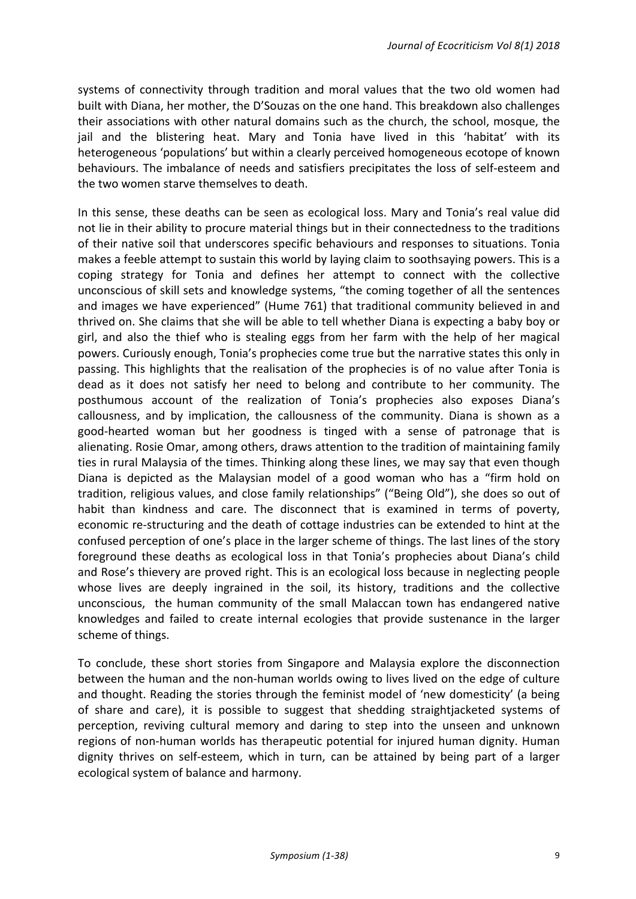systems of connectivity through tradition and moral values that the two old women had built with Diana, her mother, the D'Souzas on the one hand. This breakdown also challenges their associations with other natural domains such as the church, the school, mosque, the jail and the blistering heat. Mary and Tonia have lived in this 'habitat' with its heterogeneous 'populations' but within a clearly perceived homogeneous ecotope of known behaviours. The imbalance of needs and satisfiers precipitates the loss of self-esteem and the two women starve themselves to death.

In this sense, these deaths can be seen as ecological loss. Mary and Tonia's real value did not lie in their ability to procure material things but in their connectedness to the traditions of their native soil that underscores specific behaviours and responses to situations. Tonia makes a feeble attempt to sustain this world by laying claim to soothsaying powers. This is a coping strategy for Tonia and defines her attempt to connect with the collective unconscious of skill sets and knowledge systems, "the coming together of all the sentences and images we have experienced" (Hume 761) that traditional community believed in and thrived on. She claims that she will be able to tell whether Diana is expecting a baby boy or girl, and also the thief who is stealing eggs from her farm with the help of her magical powers. Curiously enough, Tonia's prophecies come true but the narrative states this only in passing. This highlights that the realisation of the prophecies is of no value after Tonia is dead as it does not satisfy her need to belong and contribute to her community. The posthumous account of the realization of Tonia's prophecies also exposes Diana's callousness, and by implication, the callousness of the community. Diana is shown as a good-hearted woman but her goodness is tinged with a sense of patronage that is alienating. Rosie Omar, among others, draws attention to the tradition of maintaining family ties in rural Malaysia of the times. Thinking along these lines, we may say that even though Diana is depicted as the Malaysian model of a good woman who has a "firm hold on tradition, religious values, and close family relationships" ("Being Old"), she does so out of habit than kindness and care. The disconnect that is examined in terms of poverty, economic re-structuring and the death of cottage industries can be extended to hint at the confused perception of one's place in the larger scheme of things. The last lines of the story foreground these deaths as ecological loss in that Tonia's prophecies about Diana's child and Rose's thievery are proved right. This is an ecological loss because in neglecting people whose lives are deeply ingrained in the soil, its history, traditions and the collective unconscious, the human community of the small Malaccan town has endangered native knowledges and failed to create internal ecologies that provide sustenance in the larger scheme of things.

To conclude, these short stories from Singapore and Malaysia explore the disconnection between the human and the non-human worlds owing to lives lived on the edge of culture and thought. Reading the stories through the feminist model of 'new domesticity' (a being of share and care), it is possible to suggest that shedding straightjacketed systems of perception, reviving cultural memory and daring to step into the unseen and unknown regions of non-human worlds has therapeutic potential for injured human dignity. Human dignity thrives on self-esteem, which in turn, can be attained by being part of a larger ecological system of balance and harmony.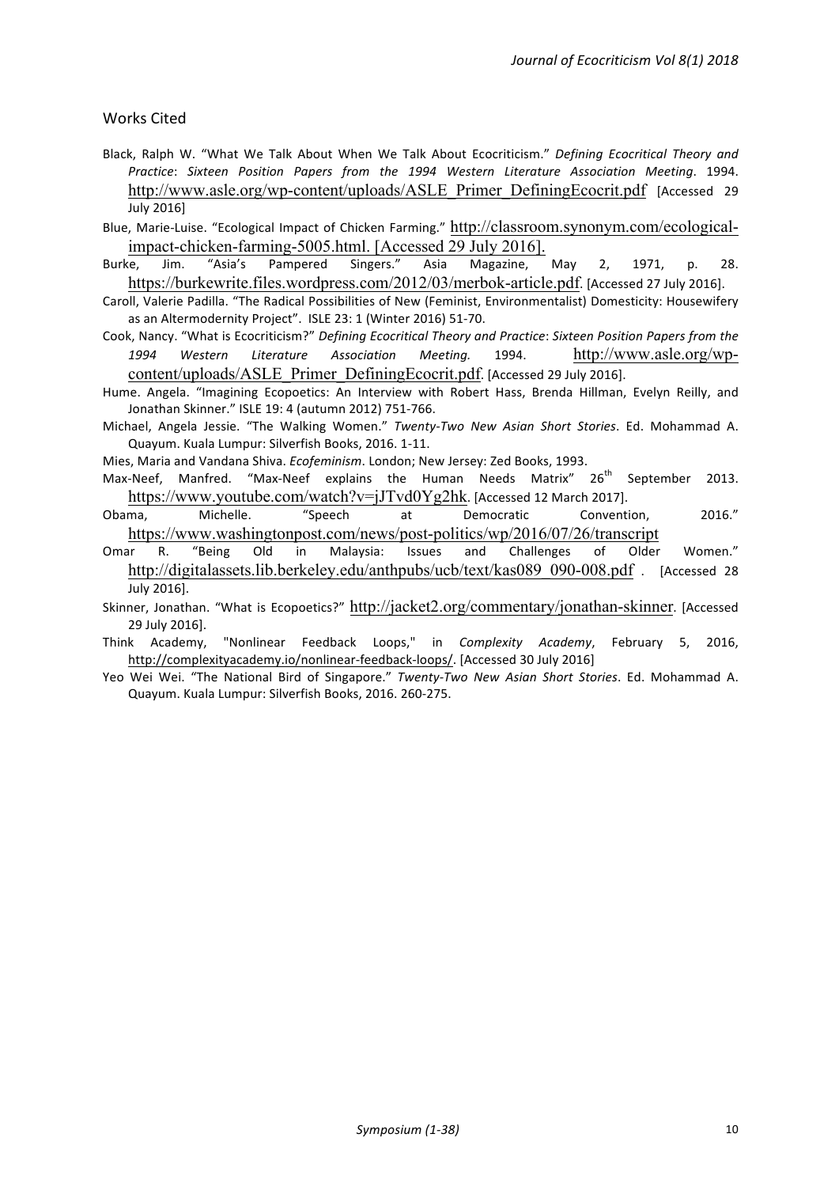## Works Cited

Black, Ralph W. "What We Talk About When We Talk About Ecocriticism." *Defining Ecocritical Theory and Practice*: *Sixteen Position Papers from the 1994 Western Literature Association Meeting*. 1994. http://www.asle.org/wp-content/uploads/ASLE_Primer_DefiningEcocrit.pdf [Accessed 29 July 2016]

Blue, Marie-Luise. "Ecological Impact of Chicken Farming." http://classroom.synonym.com/ecological-impact-chicken-farming-5005.html. [Accessed 29 July 2016].

Burke, Jim. "Asia's Pampered Singers." Asia Magazine, May 2, 1971, p. 28. https://burkewrite.files.wordpress.com/2012/03/merbok-article.pdf. [Accessed 27 July 2016].

Caroll, Valerie Padilla. "The Radical Possibilities of New (Feminist, Environmentalist) Domesticity: Housewifery as an Altermodernity Project". ISLE 23: 1 (Winter 2016) 51-70.

Cook, Nancy. "What is Ecocriticism?" *Defining Ecocritical Theory and Practice*: *Sixteen Position Papers from the 1994 Western Literature Association Meeting.* 1994. http://www.asle.org/wp-content/uploads/ASLE_Primer_DefiningEcocrit.pdf. [Accessed 29 July 2016].

Hume. Angela. "Imagining Ecopoetics: An Interview with Robert Hass, Brenda Hillman, Evelyn Reilly, and Jonathan Skinner." ISLE 19: 4 (autumn 2012) 751-766.

Michael, Angela Jessie. "The Walking Women." *Twenty-Two New Asian Short Stories*. Ed. Mohammad A. Quayum. Kuala Lumpur: Silverfish Books, 2016. 1-11.

Mies, Maria and Vandana Shiva. *Ecofeminism*. London; New Jersey: Zed Books, 1993.

Max-Neef, Manfred. "Max-Neef explains the Human Needs Matrix" 26th September 2013. https://www.youtube.com/watch?v=jJTvd0Yg2hk. [Accessed 12 March 2017].

Obama, Michelle. "Speech at Democratic Convention, 2016." https://www.washingtonpost.com/news/post-politics/wp/2016/07/26/transcript

Omar R. "Being Old in Malaysia: Issues and Challenges of Older Women." http://digitalassets.lib.berkeley.edu/anthpubs/ucb/text/kas089_090-008.pdf . [Accessed 28 July 2016].

Skinner, Jonathan. "What is Ecopoetics?" http://jacket2.org/commentary/jonathan-skinner. [Accessed 29 July 2016].

Think Academy, "Nonlinear Feedback Loops," in *Complexity Academy*, February 5, 2016, http://complexityacademy.io/nonlinear-feedback-loops/. [Accessed 30 July 2016]

Yeo Wei Wei. "The National Bird of Singapore." *Twenty-Two New Asian Short Stories*. Ed. Mohammad A. Quayum. Kuala Lumpur: Silverfish Books, 2016. 260-275.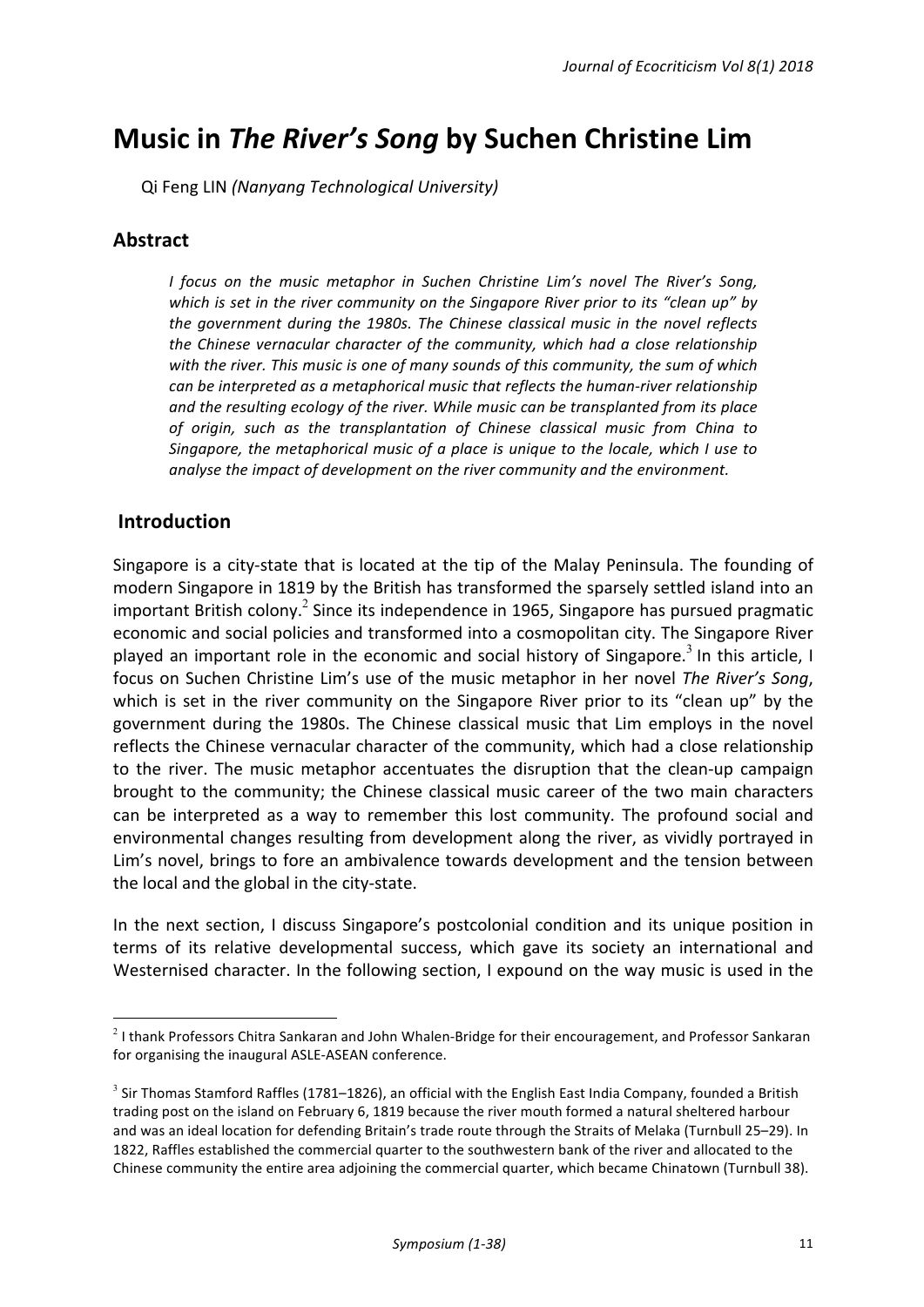# Music in *The River's Song* by Suchen Christine Lim

Qi Feng LIN *(Nanyang Technological University)*

## Abstract

*I focus on the music metaphor in Suchen Christine Lim's novel The River's Song, which is set in the river community on the Singapore River prior to its "clean up" by the government during the 1980s. The Chinese classical music in the novel reflects the Chinese vernacular character of the community, which had a close relationship with the river. This music is one of many sounds of this community, the sum of which can be interpreted as a metaphorical music that reflects the human-river relationship and the resulting ecology of the river. While music can be transplanted from its place of origin, such as the transplantation of Chinese classical music from China to Singapore, the metaphorical music of a place is unique to the locale, which I use to analyse the impact of development on the river community and the environment.*

## Introduction

Singapore is a city-state that is located at the tip of the Malay Peninsula. The founding of modern Singapore in 1819 by the British has transformed the sparsely settled island into an important British colony.[2] Since its independence in 1965, Singapore has pursued pragmatic economic and social policies and transformed into a cosmopolitan city. The Singapore River played an important role in the economic and social history of Singapore.[3] In this article, I focus on Suchen Christine Lim's use of the music metaphor in her novel *The River's Song*, which is set in the river community on the Singapore River prior to its "clean up" by the government during the 1980s. The Chinese classical music that Lim employs in the novel reflects the Chinese vernacular character of the community, which had a close relationship to the river. The music metaphor accentuates the disruption that the clean-up campaign brought to the community; the Chinese classical music career of the two main characters can be interpreted as a way to remember this lost community. The profound social and environmental changes resulting from development along the river, as vividly portrayed in Lim's novel, brings to fore an ambivalence towards development and the tension between the local and the global in the city-state.

In the next section, I discuss Singapore's postcolonial condition and its unique position in terms of its relative developmental success, which gave its society an international and Westernised character. In the following section, I expound on the way music is used in the

---

[2] I thank Professors Chitra Sankaran and John Whalen-Bridge for their encouragement, and Professor Sankaran for organising the inaugural ASLE-ASEAN conference.

[3] Sir Thomas Stamford Raffles (1781–1826), an official with the English East India Company, founded a British trading post on the island on February 6, 1819 because the river mouth formed a natural sheltered harbour and was an ideal location for defending Britain's trade route through the Straits of Melaka (Turnbull 25–29). In 1822, Raffles established the commercial quarter to the southwestern bank of the river and allocated to the Chinese community the entire area adjoining the commercial quarter, which became Chinatown (Turnbull 38).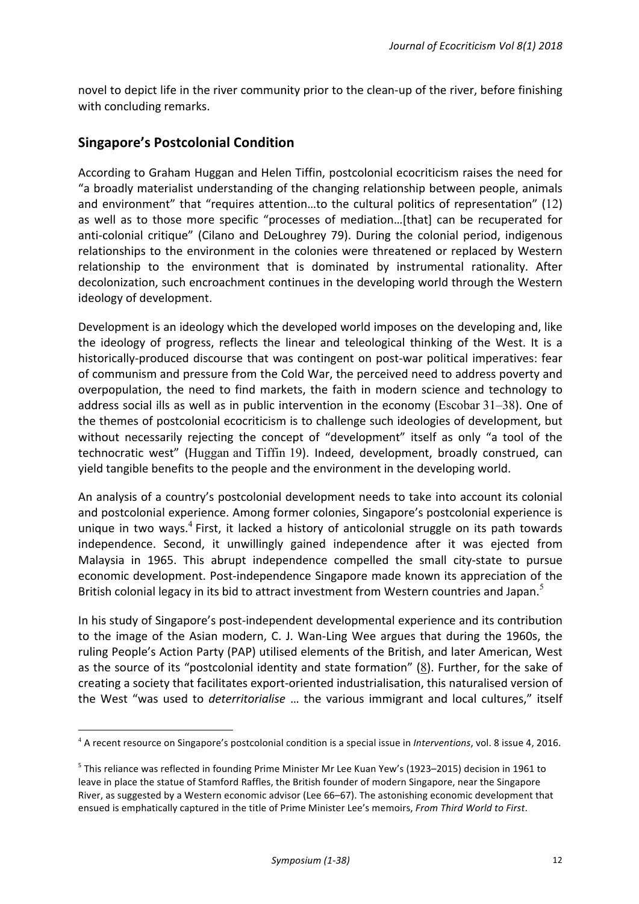novel to depict life in the river community prior to the clean-up of the river, before finishing with concluding remarks.

## Singapore's Postcolonial Condition

According to Graham Huggan and Helen Tiffin, postcolonial ecocriticism raises the need for "a broadly materialist understanding of the changing relationship between people, animals and environment" that "requires attention…to the cultural politics of representation" (12) as well as to those more specific "processes of mediation…[that] can be recuperated for anti-colonial critique" (Cilano and DeLoughrey 79). During the colonial period, indigenous relationships to the environment in the colonies were threatened or replaced by Western relationship to the environment that is dominated by instrumental rationality. After decolonization, such encroachment continues in the developing world through the Western ideology of development.

Development is an ideology which the developed world imposes on the developing and, like the ideology of progress, reflects the linear and teleological thinking of the West. It is a historically-produced discourse that was contingent on post-war political imperatives: fear of communism and pressure from the Cold War, the perceived need to address poverty and overpopulation, the need to find markets, the faith in modern science and technology to address social ills as well as in public intervention in the economy (Escobar 31–38). One of the themes of postcolonial ecocriticism is to challenge such ideologies of development, but without necessarily rejecting the concept of "development" itself as only "a tool of the technocratic west" (Huggan and Tiffin 19). Indeed, development, broadly construed, can yield tangible benefits to the people and the environment in the developing world.

An analysis of a country's postcolonial development needs to take into account its colonial and postcolonial experience. Among former colonies, Singapore's postcolonial experience is unique in two ways.[4] First, it lacked a history of anticolonial struggle on its path towards independence. Second, it unwillingly gained independence after it was ejected from Malaysia in 1965. This abrupt independence compelled the small city-state to pursue economic development. Post-independence Singapore made known its appreciation of the British colonial legacy in its bid to attract investment from Western countries and Japan.[5]

In his study of Singapore's post-independent developmental experience and its contribution to the image of the Asian modern, C. J. Wan-Ling Wee argues that during the 1960s, the ruling People's Action Party (PAP) utilised elements of the British, and later American, West as the source of its "postcolonial identity and state formation" (8). Further, for the sake of creating a society that facilitates export-oriented industrialisation, this naturalised version of the West "was used to *deterritorialise* … the various immigrant and local cultures," itself

---

[4] A recent resource on Singapore's postcolonial condition is a special issue in *Interventions*, vol. 8 issue 4, 2016.

[5] This reliance was reflected in founding Prime Minister Mr Lee Kuan Yew's (1923–2015) decision in 1961 to leave in place the statue of Stamford Raffles, the British founder of modern Singapore, near the Singapore River, as suggested by a Western economic advisor (Lee 66–67). The astonishing economic development that ensued is emphatically captured in the title of Prime Minister Lee's memoirs, *From Third World to First*.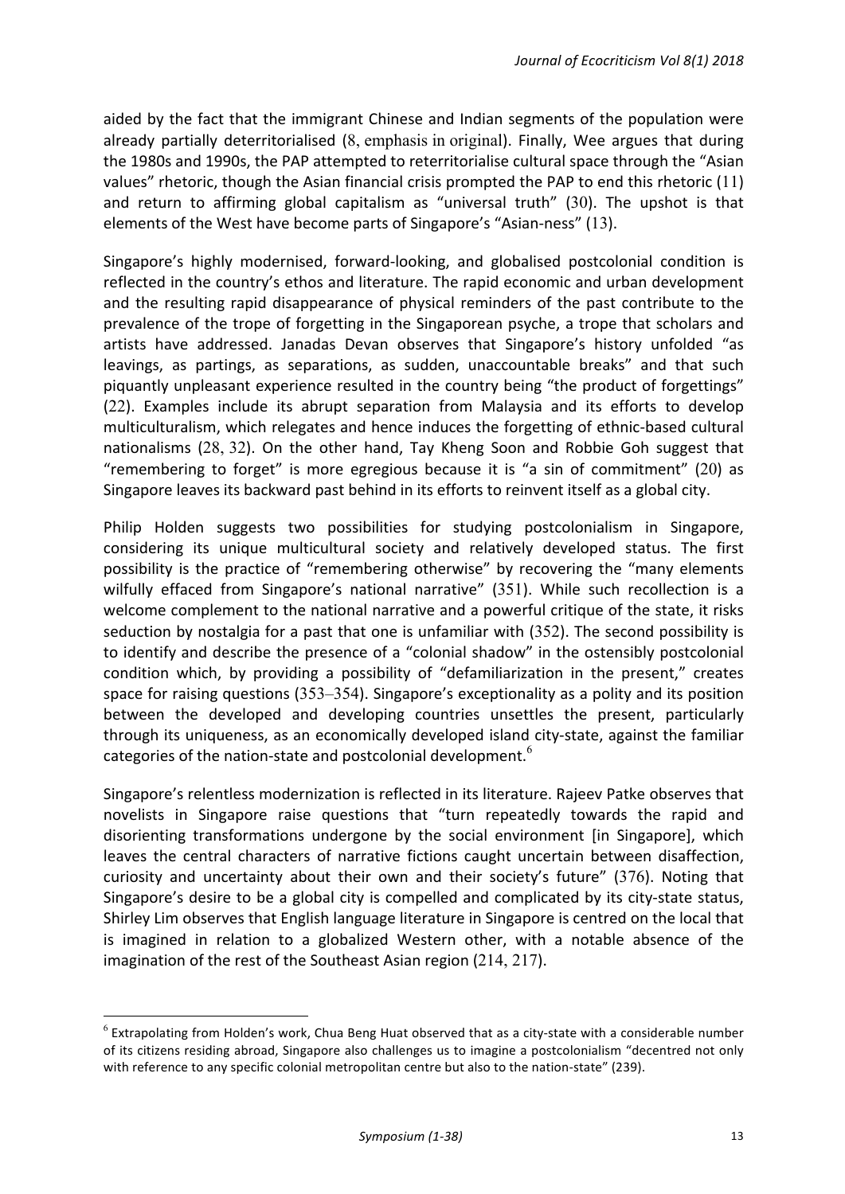aided by the fact that the immigrant Chinese and Indian segments of the population were already partially deterritorialised (8, emphasis in original). Finally, Wee argues that during the 1980s and 1990s, the PAP attempted to reterritorialise cultural space through the "Asian values" rhetoric, though the Asian financial crisis prompted the PAP to end this rhetoric (11) and return to affirming global capitalism as "universal truth" (30). The upshot is that elements of the West have become parts of Singapore's "Asian-ness" (13).

Singapore's highly modernised, forward-looking, and globalised postcolonial condition is reflected in the country's ethos and literature. The rapid economic and urban development and the resulting rapid disappearance of physical reminders of the past contribute to the prevalence of the trope of forgetting in the Singaporean psyche, a trope that scholars and artists have addressed. Janadas Devan observes that Singapore's history unfolded "as leavings, as partings, as separations, as sudden, unaccountable breaks" and that such piquantly unpleasant experience resulted in the country being "the product of forgettings" (22). Examples include its abrupt separation from Malaysia and its efforts to develop multiculturalism, which relegates and hence induces the forgetting of ethnic-based cultural nationalisms (28, 32). On the other hand, Tay Kheng Soon and Robbie Goh suggest that "remembering to forget" is more egregious because it is "a sin of commitment" (20) as Singapore leaves its backward past behind in its efforts to reinvent itself as a global city.

Philip Holden suggests two possibilities for studying postcolonialism in Singapore, considering its unique multicultural society and relatively developed status. The first possibility is the practice of "remembering otherwise" by recovering the "many elements wilfully effaced from Singapore's national narrative" (351). While such recollection is a welcome complement to the national narrative and a powerful critique of the state, it risks seduction by nostalgia for a past that one is unfamiliar with (352). The second possibility is to identify and describe the presence of a "colonial shadow" in the ostensibly postcolonial condition which, by providing a possibility of "defamiliarization in the present," creates space for raising questions (353–354). Singapore's exceptionality as a polity and its position between the developed and developing countries unsettles the present, particularly through its uniqueness, as an economically developed island city-state, against the familiar categories of the nation-state and postcolonial development.[6]

Singapore's relentless modernization is reflected in its literature. Rajeev Patke observes that novelists in Singapore raise questions that "turn repeatedly towards the rapid and disorienting transformations undergone by the social environment [in Singapore], which leaves the central characters of narrative fictions caught uncertain between disaffection, curiosity and uncertainty about their own and their society's future" (376). Noting that Singapore's desire to be a global city is compelled and complicated by its city-state status, Shirley Lim observes that English language literature in Singapore is centred on the local that is imagined in relation to a globalized Western other, with a notable absence of the imagination of the rest of the Southeast Asian region (214, 217).

---

[6] Extrapolating from Holden's work, Chua Beng Huat observed that as a city-state with a considerable number of its citizens residing abroad, Singapore also challenges us to imagine a postcolonialism "decentred not only with reference to any specific colonial metropolitan centre but also to the nation-state" (239).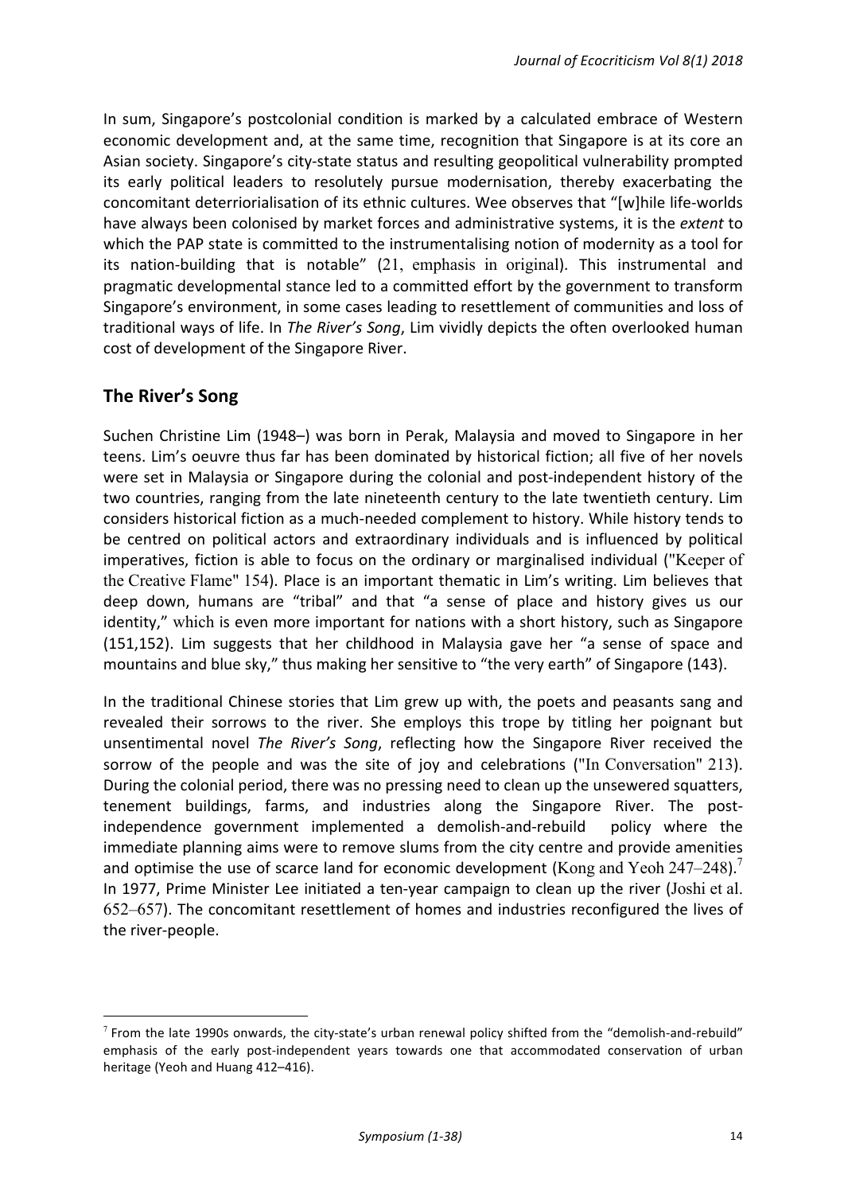In sum, Singapore's postcolonial condition is marked by a calculated embrace of Western economic development and, at the same time, recognition that Singapore is at its core an Asian society. Singapore's city-state status and resulting geopolitical vulnerability prompted its early political leaders to resolutely pursue modernisation, thereby exacerbating the concomitant deterriorialisation of its ethnic cultures. Wee observes that "[w]hile life-worlds have always been colonised by market forces and administrative systems, it is the *extent* to which the PAP state is committed to the instrumentalising notion of modernity as a tool for its nation-building that is notable" (21, emphasis in original). This instrumental and pragmatic developmental stance led to a committed effort by the government to transform Singapore's environment, in some cases leading to resettlement of communities and loss of traditional ways of life. In *The River's Song*, Lim vividly depicts the often overlooked human cost of development of the Singapore River.

## The River's Song

Suchen Christine Lim (1948–) was born in Perak, Malaysia and moved to Singapore in her teens. Lim's oeuvre thus far has been dominated by historical fiction; all five of her novels were set in Malaysia or Singapore during the colonial and post-independent history of the two countries, ranging from the late nineteenth century to the late twentieth century. Lim considers historical fiction as a much-needed complement to history. While history tends to be centred on political actors and extraordinary individuals and is influenced by political imperatives, fiction is able to focus on the ordinary or marginalised individual ("Keeper of the Creative Flame" 154). Place is an important thematic in Lim's writing. Lim believes that deep down, humans are "tribal" and that "a sense of place and history gives us our identity," which is even more important for nations with a short history, such as Singapore (151,152). Lim suggests that her childhood in Malaysia gave her "a sense of space and mountains and blue sky," thus making her sensitive to "the very earth" of Singapore (143).

In the traditional Chinese stories that Lim grew up with, the poets and peasants sang and revealed their sorrows to the river. She employs this trope by titling her poignant but unsentimental novel *The River's Song*, reflecting how the Singapore River received the sorrow of the people and was the site of joy and celebrations ("In Conversation" 213). During the colonial period, there was no pressing need to clean up the unsewered squatters, tenement buildings, farms, and industries along the Singapore River. The post-independence government implemented a demolish-and-rebuild policy where the immediate planning aims were to remove slums from the city centre and provide amenities and optimise the use of scarce land for economic development (Kong and Yeoh 247–248).[7] In 1977, Prime Minister Lee initiated a ten-year campaign to clean up the river (Joshi et al. 652–657). The concomitant resettlement of homes and industries reconfigured the lives of the river-people.

---

[7] From the late 1990s onwards, the city-state's urban renewal policy shifted from the "demolish-and-rebuild" emphasis of the early post-independent years towards one that accommodated conservation of urban heritage (Yeoh and Huang 412–416).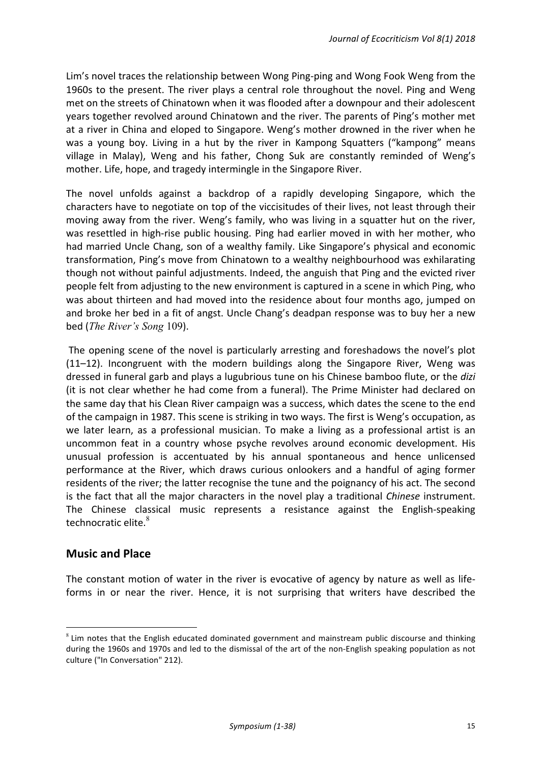Lim's novel traces the relationship between Wong Ping-ping and Wong Fook Weng from the 1960s to the present. The river plays a central role throughout the novel. Ping and Weng met on the streets of Chinatown when it was flooded after a downpour and their adolescent years together revolved around Chinatown and the river. The parents of Ping's mother met at a river in China and eloped to Singapore. Weng's mother drowned in the river when he was a young boy. Living in a hut by the river in Kampong Squatters ("kampong" means village in Malay), Weng and his father, Chong Suk are constantly reminded of Weng's mother. Life, hope, and tragedy intermingle in the Singapore River.

The novel unfolds against a backdrop of a rapidly developing Singapore, which the characters have to negotiate on top of the viccisitudes of their lives, not least through their moving away from the river. Weng's family, who was living in a squatter hut on the river, was resettled in high-rise public housing. Ping had earlier moved in with her mother, who had married Uncle Chang, son of a wealthy family. Like Singapore's physical and economic transformation, Ping's move from Chinatown to a wealthy neighbourhood was exhilarating though not without painful adjustments. Indeed, the anguish that Ping and the evicted river people felt from adjusting to the new environment is captured in a scene in which Ping, who was about thirteen and had moved into the residence about four months ago, jumped on and broke her bed in a fit of angst. Uncle Chang's deadpan response was to buy her a new bed (*The River's Song* 109).

The opening scene of the novel is particularly arresting and foreshadows the novel's plot (11–12). Incongruent with the modern buildings along the Singapore River, Weng was dressed in funeral garb and plays a lugubrious tune on his Chinese bamboo flute, or the *dizi* (it is not clear whether he had come from a funeral). The Prime Minister had declared on the same day that his Clean River campaign was a success, which dates the scene to the end of the campaign in 1987. This scene is striking in two ways. The first is Weng's occupation, as we later learn, as a professional musician. To make a living as a professional artist is an uncommon feat in a country whose psyche revolves around economic development. His unusual profession is accentuated by his annual spontaneous and hence unlicensed performance at the River, which draws curious onlookers and a handful of aging former residents of the river; the latter recognise the tune and the poignancy of his act. The second is the fact that all the major characters in the novel play a traditional *Chinese* instrument. The Chinese classical music represents a resistance against the English-speaking technocratic elite.[8]

## Music and Place

The constant motion of water in the river is evocative of agency by nature as well as life-forms in or near the river. Hence, it is not surprising that writers have described the

[8] Lim notes that the English educated dominated government and mainstream public discourse and thinking during the 1960s and 1970s and led to the dismissal of the art of the non-English speaking population as not culture ("In Conversation" 212).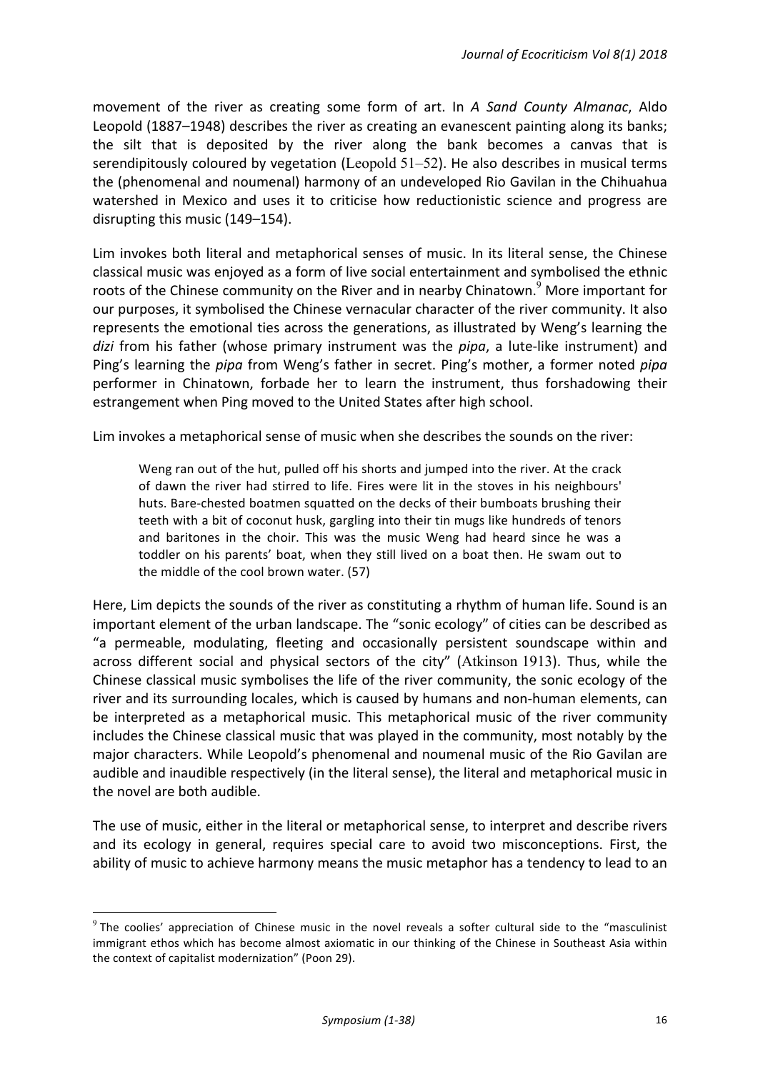movement of the river as creating some form of art. In *A Sand County Almanac*, Aldo Leopold (1887–1948) describes the river as creating an evanescent painting along its banks; the silt that is deposited by the river along the bank becomes a canvas that is serendipitously coloured by vegetation (Leopold 51–52). He also describes in musical terms the (phenomenal and noumenal) harmony of an undeveloped Rio Gavilan in the Chihuahua watershed in Mexico and uses it to criticise how reductionistic science and progress are disrupting this music (149–154).

Lim invokes both literal and metaphorical senses of music. In its literal sense, the Chinese classical music was enjoyed as a form of live social entertainment and symbolised the ethnic roots of the Chinese community on the River and in nearby Chinatown.[9] More important for our purposes, it symbolised the Chinese vernacular character of the river community. It also represents the emotional ties across the generations, as illustrated by Weng's learning the *dizi* from his father (whose primary instrument was the *pipa*, a lute-like instrument) and Ping's learning the *pipa* from Weng's father in secret. Ping's mother, a former noted *pipa* performer in Chinatown, forbade her to learn the instrument, thus forshadowing their estrangement when Ping moved to the United States after high school.

Lim invokes a metaphorical sense of music when she describes the sounds on the river:

> Weng ran out of the hut, pulled off his shorts and jumped into the river. At the crack of dawn the river had stirred to life. Fires were lit in the stoves in his neighbours' huts. Bare-chested boatmen squatted on the decks of their bumboats brushing their teeth with a bit of coconut husk, gargling into their tin mugs like hundreds of tenors and baritones in the choir. This was the music Weng had heard since he was a toddler on his parents' boat, when they still lived on a boat then. He swam out to the middle of the cool brown water. (57)

Here, Lim depicts the sounds of the river as constituting a rhythm of human life. Sound is an important element of the urban landscape. The "sonic ecology" of cities can be described as "a permeable, modulating, fleeting and occasionally persistent soundscape within and across different social and physical sectors of the city" (Atkinson 1913). Thus, while the Chinese classical music symbolises the life of the river community, the sonic ecology of the river and its surrounding locales, which is caused by humans and non-human elements, can be interpreted as a metaphorical music. This metaphorical music of the river community includes the Chinese classical music that was played in the community, most notably by the major characters. While Leopold's phenomenal and noumenal music of the Rio Gavilan are audible and inaudible respectively (in the literal sense), the literal and metaphorical music in the novel are both audible.

The use of music, either in the literal or metaphorical sense, to interpret and describe rivers and its ecology in general, requires special care to avoid two misconceptions. First, the ability of music to achieve harmony means the music metaphor has a tendency to lead to an

---

[9] The coolies' appreciation of Chinese music in the novel reveals a softer cultural side to the "masculinist immigrant ethos which has become almost axiomatic in our thinking of the Chinese in Southeast Asia within the context of capitalist modernization" (Poon 29).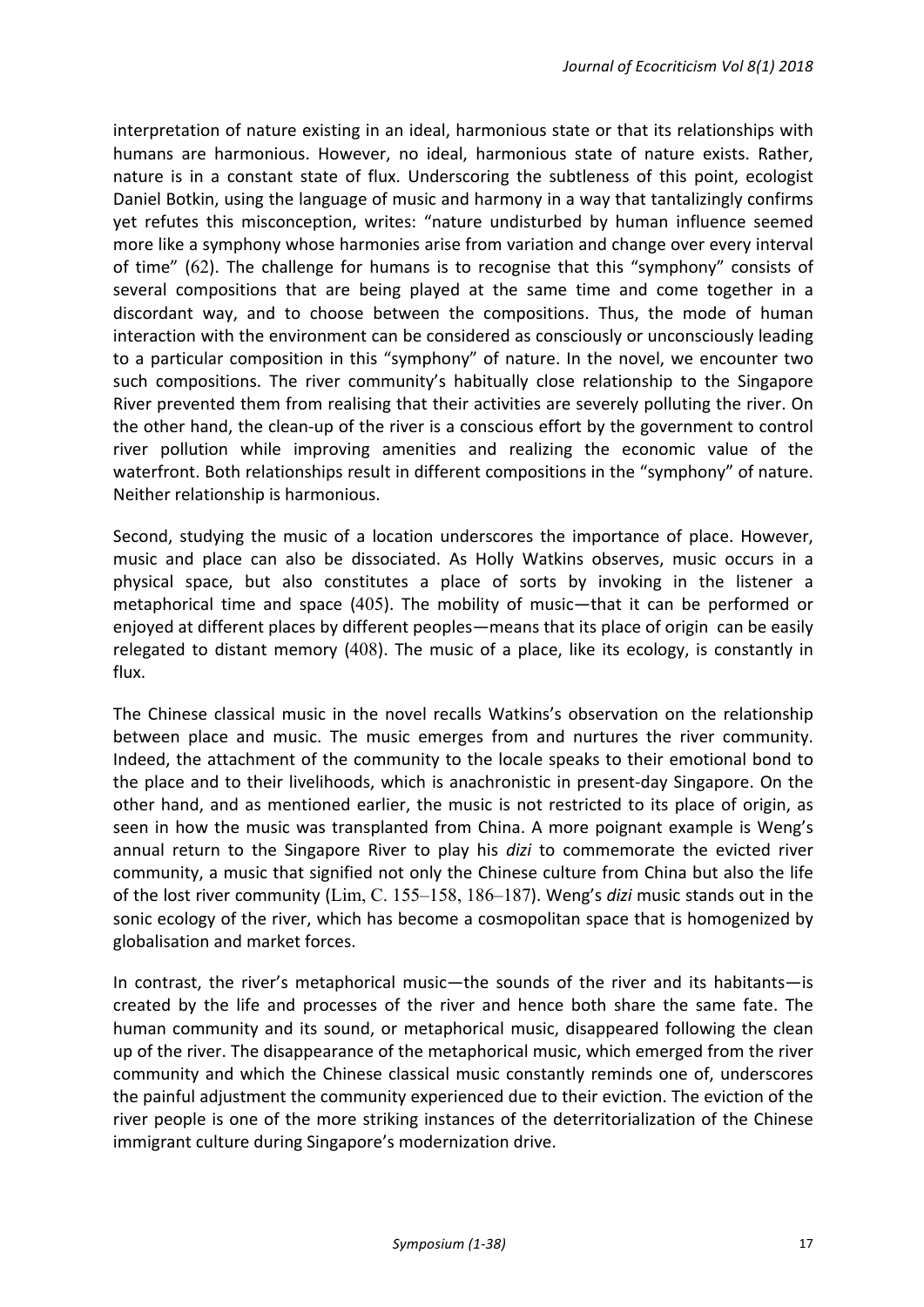interpretation of nature existing in an ideal, harmonious state or that its relationships with humans are harmonious. However, no ideal, harmonious state of nature exists. Rather, nature is in a constant state of flux. Underscoring the subtleness of this point, ecologist Daniel Botkin, using the language of music and harmony in a way that tantalizingly confirms yet refutes this misconception, writes: "nature undisturbed by human influence seemed more like a symphony whose harmonies arise from variation and change over every interval of time" (62). The challenge for humans is to recognise that this "symphony" consists of several compositions that are being played at the same time and come together in a discordant way, and to choose between the compositions. Thus, the mode of human interaction with the environment can be considered as consciously or unconsciously leading to a particular composition in this "symphony" of nature. In the novel, we encounter two such compositions. The river community's habitually close relationship to the Singapore River prevented them from realising that their activities are severely polluting the river. On the other hand, the clean-up of the river is a conscious effort by the government to control river pollution while improving amenities and realizing the economic value of the waterfront. Both relationships result in different compositions in the "symphony" of nature. Neither relationship is harmonious.

Second, studying the music of a location underscores the importance of place. However, music and place can also be dissociated. As Holly Watkins observes, music occurs in a physical space, but also constitutes a place of sorts by invoking in the listener a metaphorical time and space (405). The mobility of music—that it can be performed or enjoyed at different places by different peoples—means that its place of origin can be easily relegated to distant memory (408). The music of a place, like its ecology, is constantly in flux.

The Chinese classical music in the novel recalls Watkins's observation on the relationship between place and music. The music emerges from and nurtures the river community. Indeed, the attachment of the community to the locale speaks to their emotional bond to the place and to their livelihoods, which is anachronistic in present-day Singapore. On the other hand, and as mentioned earlier, the music is not restricted to its place of origin, as seen in how the music was transplanted from China. A more poignant example is Weng's annual return to the Singapore River to play his *dizi* to commemorate the evicted river community, a music that signified not only the Chinese culture from China but also the life of the lost river community (Lim, C. 155–158, 186–187). Weng's *dizi* music stands out in the sonic ecology of the river, which has become a cosmopolitan space that is homogenized by globalisation and market forces.

In contrast, the river's metaphorical music—the sounds of the river and its habitants—is created by the life and processes of the river and hence both share the same fate. The human community and its sound, or metaphorical music, disappeared following the clean up of the river. The disappearance of the metaphorical music, which emerged from the river community and which the Chinese classical music constantly reminds one of, underscores the painful adjustment the community experienced due to their eviction. The eviction of the river people is one of the more striking instances of the deterritorialization of the Chinese immigrant culture during Singapore's modernization drive.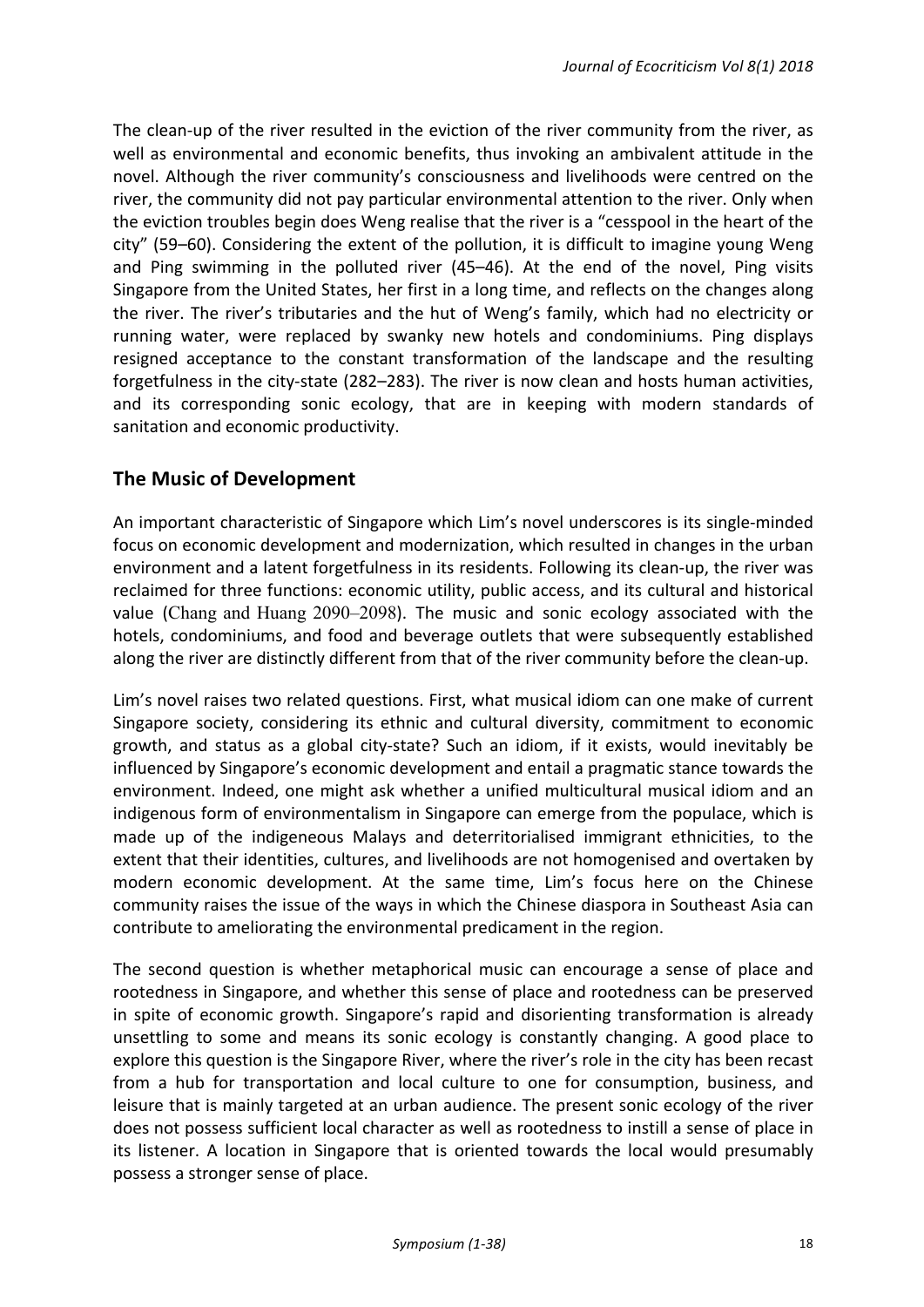The clean-up of the river resulted in the eviction of the river community from the river, as well as environmental and economic benefits, thus invoking an ambivalent attitude in the novel. Although the river community's consciousness and livelihoods were centred on the river, the community did not pay particular environmental attention to the river. Only when the eviction troubles begin does Weng realise that the river is a "cesspool in the heart of the city" (59–60). Considering the extent of the pollution, it is difficult to imagine young Weng and Ping swimming in the polluted river (45–46). At the end of the novel, Ping visits Singapore from the United States, her first in a long time, and reflects on the changes along the river. The river's tributaries and the hut of Weng's family, which had no electricity or running water, were replaced by swanky new hotels and condominiums. Ping displays resigned acceptance to the constant transformation of the landscape and the resulting forgetfulness in the city-state (282–283). The river is now clean and hosts human activities, and its corresponding sonic ecology, that are in keeping with modern standards of sanitation and economic productivity.

## The Music of Development

An important characteristic of Singapore which Lim's novel underscores is its single-minded focus on economic development and modernization, which resulted in changes in the urban environment and a latent forgetfulness in its residents. Following its clean-up, the river was reclaimed for three functions: economic utility, public access, and its cultural and historical value (Chang and Huang 2090–2098). The music and sonic ecology associated with the hotels, condominiums, and food and beverage outlets that were subsequently established along the river are distinctly different from that of the river community before the clean-up.

Lim's novel raises two related questions. First, what musical idiom can one make of current Singapore society, considering its ethnic and cultural diversity, commitment to economic growth, and status as a global city-state? Such an idiom, if it exists, would inevitably be influenced by Singapore's economic development and entail a pragmatic stance towards the environment. Indeed, one might ask whether a unified multicultural musical idiom and an indigenous form of environmentalism in Singapore can emerge from the populace, which is made up of the indigeneous Malays and deterritorialised immigrant ethnicities, to the extent that their identities, cultures, and livelihoods are not homogenised and overtaken by modern economic development. At the same time, Lim's focus here on the Chinese community raises the issue of the ways in which the Chinese diaspora in Southeast Asia can contribute to ameliorating the environmental predicament in the region.

The second question is whether metaphorical music can encourage a sense of place and rootedness in Singapore, and whether this sense of place and rootedness can be preserved in spite of economic growth. Singapore's rapid and disorienting transformation is already unsettling to some and means its sonic ecology is constantly changing. A good place to explore this question is the Singapore River, where the river's role in the city has been recast from a hub for transportation and local culture to one for consumption, business, and leisure that is mainly targeted at an urban audience. The present sonic ecology of the river does not possess sufficient local character as well as rootedness to instill a sense of place in its listener. A location in Singapore that is oriented towards the local would presumably possess a stronger sense of place.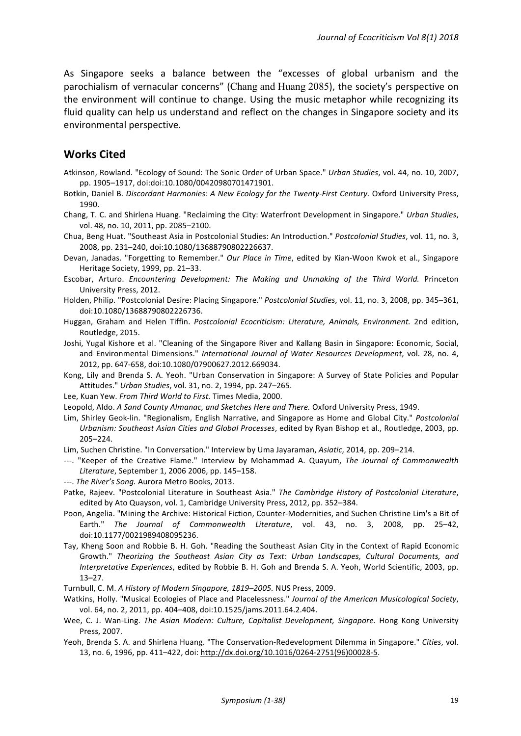As Singapore seeks a balance between the "excesses of global urbanism and the parochialism of vernacular concerns" (Chang and Huang 2085), the society's perspective on the environment will continue to change. Using the music metaphor while recognizing its fluid quality can help us understand and reflect on the changes in Singapore society and its environmental perspective.

## Works Cited

Atkinson, Rowland. "Ecology of Sound: The Sonic Order of Urban Space." *Urban Studies*, vol. 44, no. 10, 2007, pp. 1905–1917, doi:doi:10.1080/00420980701471901.

Botkin, Daniel B. *Discordant Harmonies: A New Ecology for the Twenty-First Century.* Oxford University Press, 1990.

Chang, T. C. and Shirlena Huang. "Reclaiming the City: Waterfront Development in Singapore." *Urban Studies*, vol. 48, no. 10, 2011, pp. 2085–2100.

Chua, Beng Huat. "Southeast Asia in Postcolonial Studies: An Introduction." *Postcolonial Studies*, vol. 11, no. 3, 2008, pp. 231–240, doi:10.1080/13688790802226637.

Devan, Janadas. "Forgetting to Remember." *Our Place in Time*, edited by Kian-Woon Kwok et al., Singapore Heritage Society, 1999, pp. 21–33.

Escobar, Arturo. *Encountering Development: The Making and Unmaking of the Third World.* Princeton University Press, 2012.

Holden, Philip. "Postcolonial Desire: Placing Singapore." *Postcolonial Studies*, vol. 11, no. 3, 2008, pp. 345–361, doi:10.1080/13688790802226736.

Huggan, Graham and Helen Tiffin. *Postcolonial Ecocriticism: Literature, Animals, Environment.* 2nd edition, Routledge, 2015.

Joshi, Yugal Kishore et al. "Cleaning of the Singapore River and Kallang Basin in Singapore: Economic, Social, and Environmental Dimensions." *International Journal of Water Resources Development*, vol. 28, no. 4, 2012, pp. 647-658, doi:10.1080/07900627.2012.669034.

Kong, Lily and Brenda S. A. Yeoh. "Urban Conservation in Singapore: A Survey of State Policies and Popular Attitudes." *Urban Studies*, vol. 31, no. 2, 1994, pp. 247–265.

Lee, Kuan Yew. *From Third World to First.* Times Media, 2000.

Leopold, Aldo. *A Sand County Almanac, and Sketches Here and There.* Oxford University Press, 1949.

Lim, Shirley Geok-lin. "Regionalism, English Narrative, and Singapore as Home and Global City." *Postcolonial Urbanism: Southeast Asian Cities and Global Processes*, edited by Ryan Bishop et al., Routledge, 2003, pp. 205–224.

Lim, Suchen Christine. "In Conversation." Interview by Uma Jayaraman, *Asiatic*, 2014, pp. 209–214.

---. "Keeper of the Creative Flame." Interview by Mohammad A. Quayum, *The Journal of Commonwealth Literature*, September 1, 2006 2006, pp. 145–158.

---. *The River's Song.* Aurora Metro Books, 2013.

Patke, Rajeev. "Postcolonial Literature in Southeast Asia." *The Cambridge History of Postcolonial Literature*, edited by Ato Quayson, vol. 1, Cambridge University Press, 2012, pp. 352–384.

Poon, Angelia. "Mining the Archive: Historical Fiction, Counter-Modernities, and Suchen Christine Lim's a Bit of Earth." *The Journal of Commonwealth Literature*, vol. 43, no. 3, 2008, pp. 25–42, doi:10.1177/0021989408095236.

Tay, Kheng Soon and Robbie B. H. Goh. "Reading the Southeast Asian City in the Context of Rapid Economic Growth." *Theorizing the Southeast Asian City as Text: Urban Landscapes, Cultural Documents, and Interpretative Experiences*, edited by Robbie B. H. Goh and Brenda S. A. Yeoh, World Scientific, 2003, pp. 13–27.

Turnbull, C. M. *A History of Modern Singapore, 1819–2005.* NUS Press, 2009.

Watkins, Holly. "Musical Ecologies of Place and Placelessness." *Journal of the American Musicological Society*, vol. 64, no. 2, 2011, pp. 404–408, doi:10.1525/jams.2011.64.2.404.

Wee, C. J. Wan-Ling. *The Asian Modern: Culture, Capitalist Development, Singapore.* Hong Kong University Press, 2007.

Yeoh, Brenda S. A. and Shirlena Huang. "The Conservation-Redevelopment Dilemma in Singapore." *Cities*, vol. 13, no. 6, 1996, pp. 411–422, doi: http://dx.doi.org/10.1016/0264-2751(96)00028-5.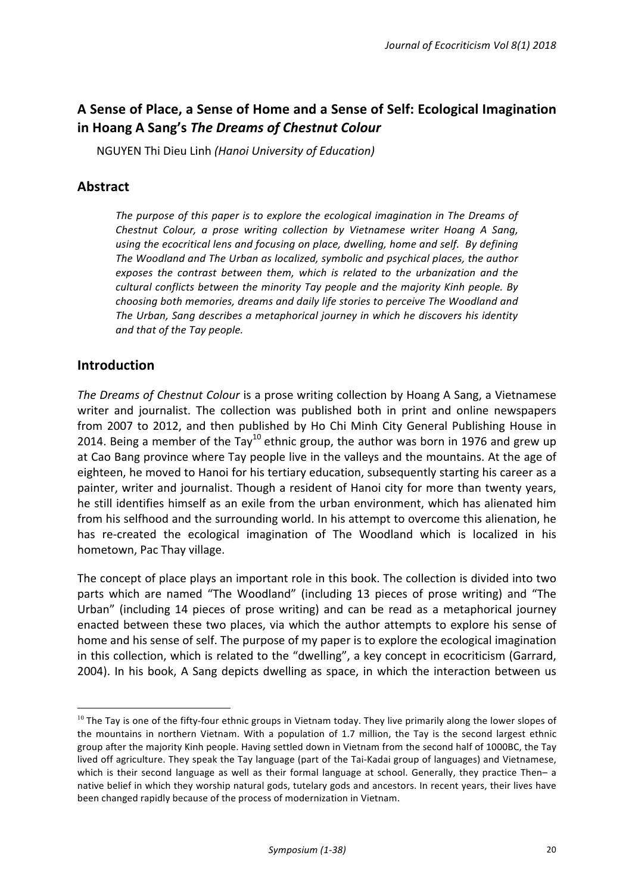# A Sense of Place, a Sense of Home and a Sense of Self: Ecological Imagination in Hoang A Sang's *The Dreams of Chestnut Colour*

NGUYEN Thi Dieu Linh *(Hanoi University of Education)*

## Abstract

*The purpose of this paper is to explore the ecological imagination in The Dreams of Chestnut Colour, a prose writing collection by Vietnamese writer Hoang A Sang, using the ecocritical lens and focusing on place, dwelling, home and self. By defining The Woodland and The Urban as localized, symbolic and psychical places, the author exposes the contrast between them, which is related to the urbanization and the cultural conflicts between the minority Tay people and the majority Kinh people. By choosing both memories, dreams and daily life stories to perceive The Woodland and The Urban, Sang describes a metaphorical journey in which he discovers his identity and that of the Tay people.*

## Introduction

*The Dreams of Chestnut Colour* is a prose writing collection by Hoang A Sang, a Vietnamese writer and journalist. The collection was published both in print and online newspapers from 2007 to 2012, and then published by Ho Chi Minh City General Publishing House in 2014. Being a member of the Tay[10] ethnic group, the author was born in 1976 and grew up at Cao Bang province where Tay people live in the valleys and the mountains. At the age of eighteen, he moved to Hanoi for his tertiary education, subsequently starting his career as a painter, writer and journalist. Though a resident of Hanoi city for more than twenty years, he still identifies himself as an exile from the urban environment, which has alienated him from his selfhood and the surrounding world. In his attempt to overcome this alienation, he has re-created the ecological imagination of The Woodland which is localized in his hometown, Pac Thay village.

The concept of place plays an important role in this book. The collection is divided into two parts which are named "The Woodland" (including 13 pieces of prose writing) and "The Urban" (including 14 pieces of prose writing) and can be read as a metaphorical journey enacted between these two places, via which the author attempts to explore his sense of home and his sense of self. The purpose of my paper is to explore the ecological imagination in this collection, which is related to the "dwelling", a key concept in ecocriticism (Garrard, 2004). In his book, A Sang depicts dwelling as space, in which the interaction between us

[10] The Tay is one of the fifty-four ethnic groups in Vietnam today. They live primarily along the lower slopes of the mountains in northern Vietnam. With a population of 1.7 million, the Tay is the second largest ethnic group after the majority Kinh people. Having settled down in Vietnam from the second half of 1000BC, the Tay lived off agriculture. They speak the Tay language (part of the Tai-Kadai group of languages) and Vietnamese, which is their second language as well as their formal language at school. Generally, they practice Then– a native belief in which they worship natural gods, tutelary gods and ancestors. In recent years, their lives have been changed rapidly because of the process of modernization in Vietnam.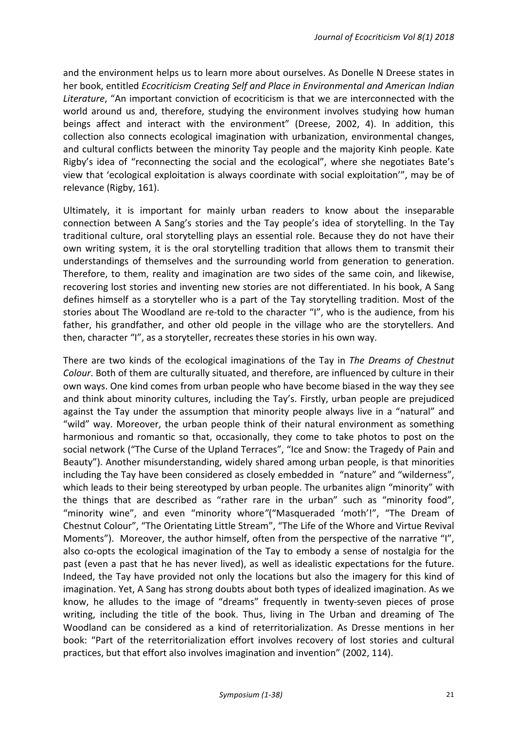and the environment helps us to learn more about ourselves. As Donelle N Dreese states in her book, entitled *Ecocriticism Creating Self and Place in Environmental and American Indian Literature*, "An important conviction of ecocriticism is that we are interconnected with the world around us and, therefore, studying the environment involves studying how human beings affect and interact with the environment" (Dreese, 2002, 4). In addition, this collection also connects ecological imagination with urbanization, environmental changes, and cultural conflicts between the minority Tay people and the majority Kinh people. Kate Rigby's idea of "reconnecting the social and the ecological", where she negotiates Bate's view that 'ecological exploitation is always coordinate with social exploitation'", may be of relevance (Rigby, 161).

Ultimately, it is important for mainly urban readers to know about the inseparable connection between A Sang's stories and the Tay people's idea of storytelling. In the Tay traditional culture, oral storytelling plays an essential role. Because they do not have their own writing system, it is the oral storytelling tradition that allows them to transmit their understandings of themselves and the surrounding world from generation to generation. Therefore, to them, reality and imagination are two sides of the same coin, and likewise, recovering lost stories and inventing new stories are not differentiated. In his book, A Sang defines himself as a storyteller who is a part of the Tay storytelling tradition. Most of the stories about The Woodland are re-told to the character "I", who is the audience, from his father, his grandfather, and other old people in the village who are the storytellers. And then, character "I", as a storyteller, recreates these stories in his own way.

There are two kinds of the ecological imaginations of the Tay in *The Dreams of Chestnut Colour*. Both of them are culturally situated, and therefore, are influenced by culture in their own ways. One kind comes from urban people who have become biased in the way they see and think about minority cultures, including the Tay's. Firstly, urban people are prejudiced against the Tay under the assumption that minority people always live in a "natural" and "wild" way. Moreover, the urban people think of their natural environment as something harmonious and romantic so that, occasionally, they come to take photos to post on the social network ("The Curse of the Upland Terraces", "Ice and Snow: the Tragedy of Pain and Beauty"). Another misunderstanding, widely shared among urban people, is that minorities including the Tay have been considered as closely embedded in "nature" and "wilderness", which leads to their being stereotyped by urban people. The urbanites align "minority" with the things that are described as "rather rare in the urban" such as "minority food", "minority wine", and even "minority whore"("Masqueraded 'moth'!", "The Dream of Chestnut Colour", "The Orientating Little Stream", "The Life of the Whore and Virtue Revival Moments"). Moreover, the author himself, often from the perspective of the narrative "I", also co-opts the ecological imagination of the Tay to embody a sense of nostalgia for the past (even a past that he has never lived), as well as idealistic expectations for the future. Indeed, the Tay have provided not only the locations but also the imagery for this kind of imagination. Yet, A Sang has strong doubts about both types of idealized imagination. As we know, he alludes to the image of "dreams" frequently in twenty-seven pieces of prose writing, including the title of the book. Thus, living in The Urban and dreaming of The Woodland can be considered as a kind of reterritorialization. As Dresse mentions in her book: "Part of the reterritorialization effort involves recovery of lost stories and cultural practices, but that effort also involves imagination and invention" (2002, 114).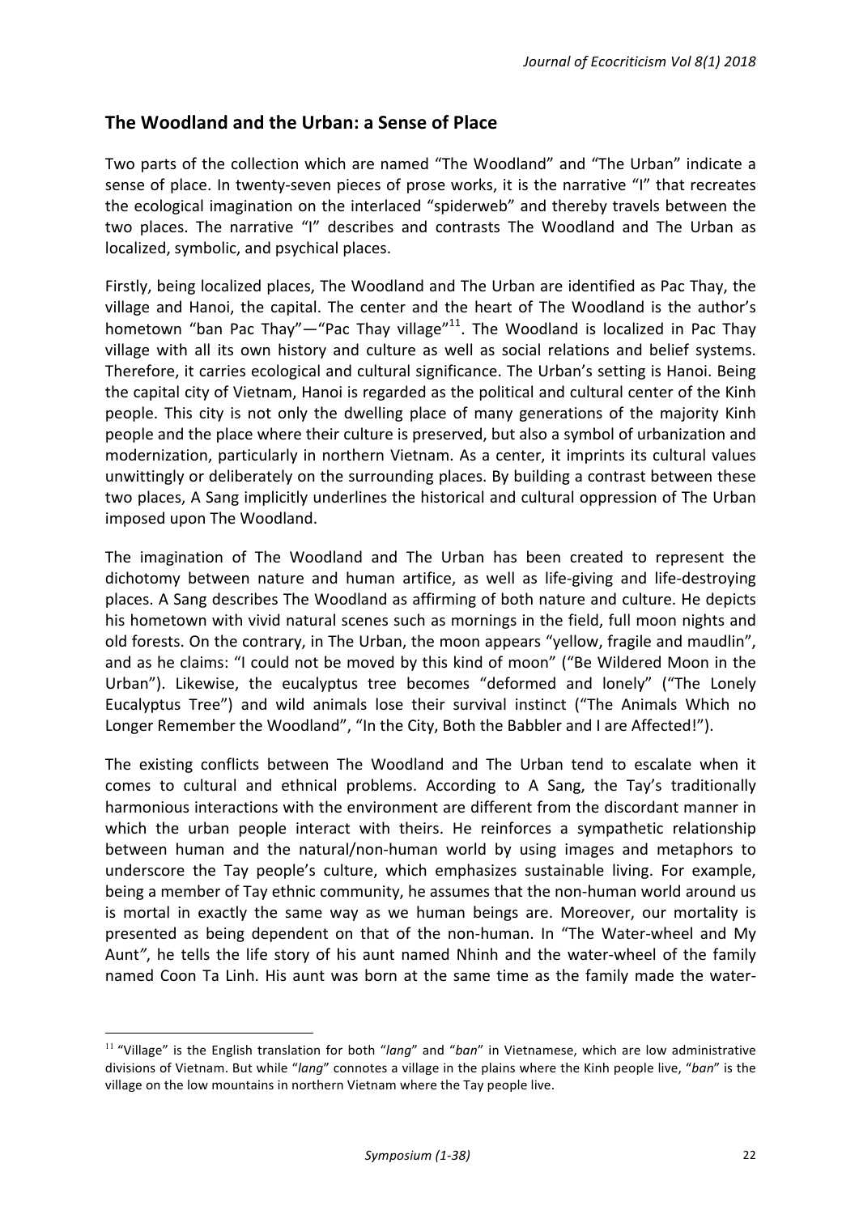## The Woodland and the Urban: a Sense of Place

Two parts of the collection which are named "The Woodland" and "The Urban" indicate a sense of place. In twenty-seven pieces of prose works, it is the narrative "I" that recreates the ecological imagination on the interlaced "spiderweb" and thereby travels between the two places. The narrative "I" describes and contrasts The Woodland and The Urban as localized, symbolic, and psychical places.

Firstly, being localized places, The Woodland and The Urban are identified as Pac Thay, the village and Hanoi, the capital. The center and the heart of The Woodland is the author's hometown "ban Pac Thay"—"Pac Thay village"[11]. The Woodland is localized in Pac Thay village with all its own history and culture as well as social relations and belief systems. Therefore, it carries ecological and cultural significance. The Urban's setting is Hanoi. Being the capital city of Vietnam, Hanoi is regarded as the political and cultural center of the Kinh people. This city is not only the dwelling place of many generations of the majority Kinh people and the place where their culture is preserved, but also a symbol of urbanization and modernization, particularly in northern Vietnam. As a center, it imprints its cultural values unwittingly or deliberately on the surrounding places. By building a contrast between these two places, A Sang implicitly underlines the historical and cultural oppression of The Urban imposed upon The Woodland.

The imagination of The Woodland and The Urban has been created to represent the dichotomy between nature and human artifice, as well as life-giving and life-destroying places. A Sang describes The Woodland as affirming of both nature and culture. He depicts his hometown with vivid natural scenes such as mornings in the field, full moon nights and old forests. On the contrary, in The Urban, the moon appears "yellow, fragile and maudlin", and as he claims: "I could not be moved by this kind of moon" ("Be Wildered Moon in the Urban"). Likewise, the eucalyptus tree becomes "deformed and lonely" ("The Lonely Eucalyptus Tree") and wild animals lose their survival instinct ("The Animals Which no Longer Remember the Woodland", "In the City, Both the Babbler and I are Affected!").

The existing conflicts between The Woodland and The Urban tend to escalate when it comes to cultural and ethnical problems. According to A Sang, the Tay's traditionally harmonious interactions with the environment are different from the discordant manner in which the urban people interact with theirs. He reinforces a sympathetic relationship between human and the natural/non-human world by using images and metaphors to underscore the Tay people's culture, which emphasizes sustainable living. For example, being a member of Tay ethnic community, he assumes that the non-human world around us is mortal in exactly the same way as we human beings are. Moreover, our mortality is presented as being dependent on that of the non-human. In "The Water-wheel and My Aunt", he tells the life story of his aunt named Nhinh and the water-wheel of the family named Coon Ta Linh. His aunt was born at the same time as the family made the water-

[11] "Village" is the English translation for both "*lang*" and "*ban*" in Vietnamese, which are low administrative divisions of Vietnam. But while "*lang*" connotes a village in the plains where the Kinh people live, "*ban*" is the village on the low mountains in northern Vietnam where the Tay people live.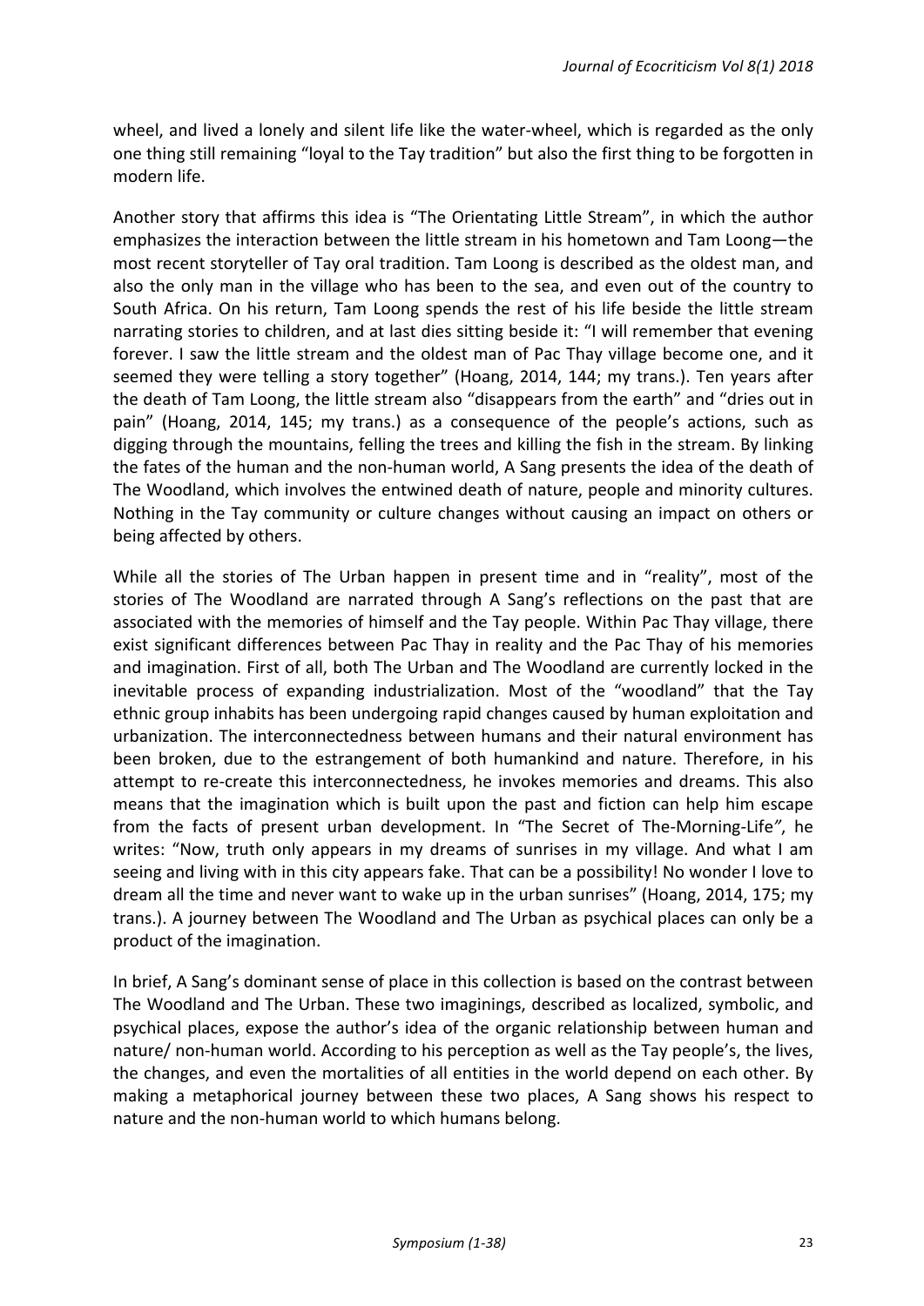wheel, and lived a lonely and silent life like the water-wheel, which is regarded as the only one thing still remaining "loyal to the Tay tradition" but also the first thing to be forgotten in modern life.

Another story that affirms this idea is "The Orientating Little Stream", in which the author emphasizes the interaction between the little stream in his hometown and Tam Loong—the most recent storyteller of Tay oral tradition. Tam Loong is described as the oldest man, and also the only man in the village who has been to the sea, and even out of the country to South Africa. On his return, Tam Loong spends the rest of his life beside the little stream narrating stories to children, and at last dies sitting beside it: "I will remember that evening forever. I saw the little stream and the oldest man of Pac Thay village become one, and it seemed they were telling a story together" (Hoang, 2014, 144; my trans.). Ten years after the death of Tam Loong, the little stream also "disappears from the earth" and "dries out in pain" (Hoang, 2014, 145; my trans.) as a consequence of the people's actions, such as digging through the mountains, felling the trees and killing the fish in the stream. By linking the fates of the human and the non-human world, A Sang presents the idea of the death of The Woodland, which involves the entwined death of nature, people and minority cultures. Nothing in the Tay community or culture changes without causing an impact on others or being affected by others.

While all the stories of The Urban happen in present time and in "reality", most of the stories of The Woodland are narrated through A Sang's reflections on the past that are associated with the memories of himself and the Tay people. Within Pac Thay village, there exist significant differences between Pac Thay in reality and the Pac Thay of his memories and imagination. First of all, both The Urban and The Woodland are currently locked in the inevitable process of expanding industrialization. Most of the "woodland" that the Tay ethnic group inhabits has been undergoing rapid changes caused by human exploitation and urbanization. The interconnectedness between humans and their natural environment has been broken, due to the estrangement of both humankind and nature. Therefore, in his attempt to re-create this interconnectedness, he invokes memories and dreams. This also means that the imagination which is built upon the past and fiction can help him escape from the facts of present urban development. In "The Secret of The-Morning-Life", he writes: "Now, truth only appears in my dreams of sunrises in my village. And what I am seeing and living with in this city appears fake. That can be a possibility! No wonder I love to dream all the time and never want to wake up in the urban sunrises" (Hoang, 2014, 175; my trans.). A journey between The Woodland and The Urban as psychical places can only be a product of the imagination.

In brief, A Sang's dominant sense of place in this collection is based on the contrast between The Woodland and The Urban. These two imaginings, described as localized, symbolic, and psychical places, expose the author's idea of the organic relationship between human and nature/ non-human world. According to his perception as well as the Tay people's, the lives, the changes, and even the mortalities of all entities in the world depend on each other. By making a metaphorical journey between these two places, A Sang shows his respect to nature and the non-human world to which humans belong.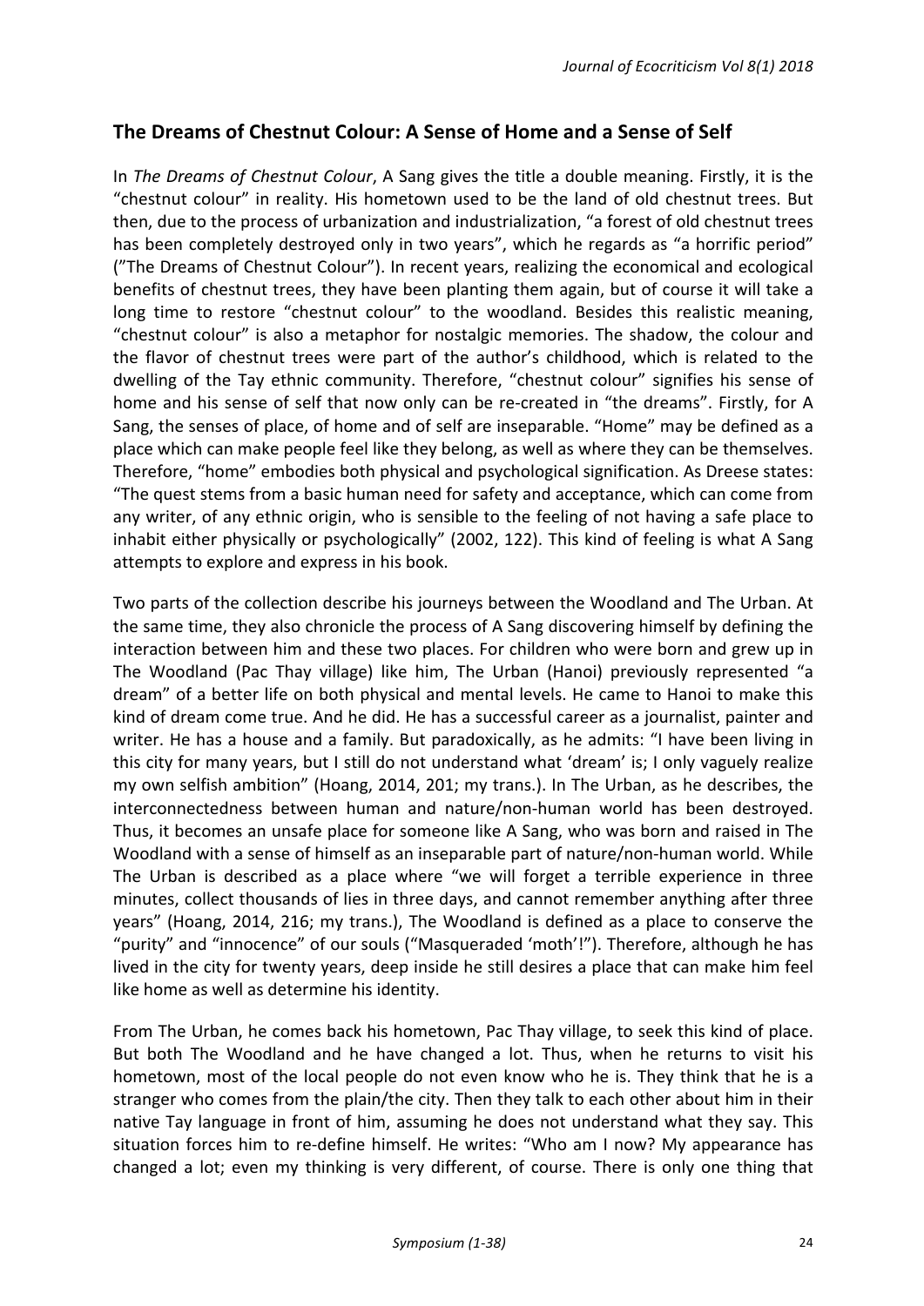## The Dreams of Chestnut Colour: A Sense of Home and a Sense of Self

In *The Dreams of Chestnut Colour*, A Sang gives the title a double meaning. Firstly, it is the "chestnut colour" in reality. His hometown used to be the land of old chestnut trees. But then, due to the process of urbanization and industrialization, "a forest of old chestnut trees has been completely destroyed only in two years", which he regards as "a horrific period" ("The Dreams of Chestnut Colour"). In recent years, realizing the economical and ecological benefits of chestnut trees, they have been planting them again, but of course it will take a long time to restore "chestnut colour" to the woodland. Besides this realistic meaning, "chestnut colour" is also a metaphor for nostalgic memories. The shadow, the colour and the flavor of chestnut trees were part of the author's childhood, which is related to the dwelling of the Tay ethnic community. Therefore, "chestnut colour" signifies his sense of home and his sense of self that now only can be re-created in "the dreams". Firstly, for A Sang, the senses of place, of home and of self are inseparable. "Home" may be defined as a place which can make people feel like they belong, as well as where they can be themselves. Therefore, "home" embodies both physical and psychological signification. As Dreese states: "The quest stems from a basic human need for safety and acceptance, which can come from any writer, of any ethnic origin, who is sensible to the feeling of not having a safe place to inhabit either physically or psychologically" (2002, 122). This kind of feeling is what A Sang attempts to explore and express in his book.

Two parts of the collection describe his journeys between the Woodland and The Urban. At the same time, they also chronicle the process of A Sang discovering himself by defining the interaction between him and these two places. For children who were born and grew up in The Woodland (Pac Thay village) like him, The Urban (Hanoi) previously represented "a dream" of a better life on both physical and mental levels. He came to Hanoi to make this kind of dream come true. And he did. He has a successful career as a journalist, painter and writer. He has a house and a family. But paradoxically, as he admits: "I have been living in this city for many years, but I still do not understand what 'dream' is; I only vaguely realize my own selfish ambition" (Hoang, 2014, 201; my trans.). In The Urban, as he describes, the interconnectedness between human and nature/non-human world has been destroyed. Thus, it becomes an unsafe place for someone like A Sang, who was born and raised in The Woodland with a sense of himself as an inseparable part of nature/non-human world. While The Urban is described as a place where "we will forget a terrible experience in three minutes, collect thousands of lies in three days, and cannot remember anything after three years" (Hoang, 2014, 216; my trans.), The Woodland is defined as a place to conserve the "purity" and "innocence" of our souls ("Masqueraded 'moth'!"). Therefore, although he has lived in the city for twenty years, deep inside he still desires a place that can make him feel like home as well as determine his identity.

From The Urban, he comes back his hometown, Pac Thay village, to seek this kind of place. But both The Woodland and he have changed a lot. Thus, when he returns to visit his hometown, most of the local people do not even know who he is. They think that he is a stranger who comes from the plain/the city. Then they talk to each other about him in their native Tay language in front of him, assuming he does not understand what they say. This situation forces him to re-define himself. He writes: "Who am I now? My appearance has changed a lot; even my thinking is very different, of course. There is only one thing that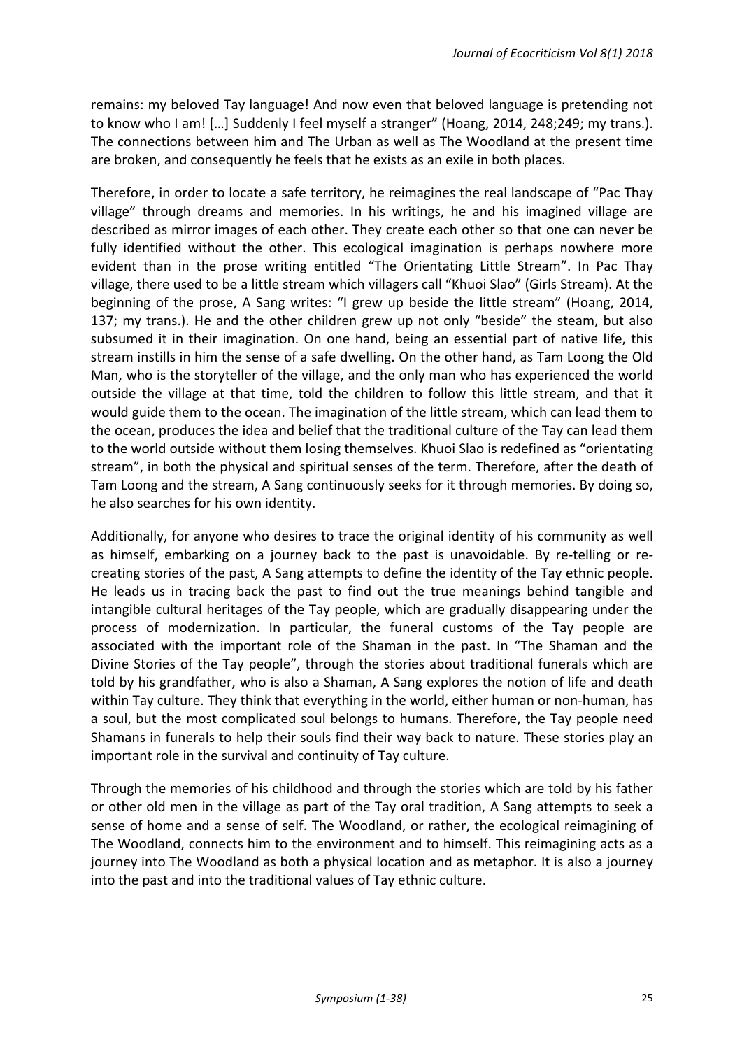remains: my beloved Tay language! And now even that beloved language is pretending not to know who I am! […] Suddenly I feel myself a stranger" (Hoang, 2014, 248;249; my trans.). The connections between him and The Urban as well as The Woodland at the present time are broken, and consequently he feels that he exists as an exile in both places.

Therefore, in order to locate a safe territory, he reimagines the real landscape of "Pac Thay village" through dreams and memories. In his writings, he and his imagined village are described as mirror images of each other. They create each other so that one can never be fully identified without the other. This ecological imagination is perhaps nowhere more evident than in the prose writing entitled "The Orientating Little Stream". In Pac Thay village, there used to be a little stream which villagers call "Khuoi Slao" (Girls Stream). At the beginning of the prose, A Sang writes: "I grew up beside the little stream" (Hoang, 2014, 137; my trans.). He and the other children grew up not only "beside" the steam, but also subsumed it in their imagination. On one hand, being an essential part of native life, this stream instills in him the sense of a safe dwelling. On the other hand, as Tam Loong the Old Man, who is the storyteller of the village, and the only man who has experienced the world outside the village at that time, told the children to follow this little stream, and that it would guide them to the ocean. The imagination of the little stream, which can lead them to the ocean, produces the idea and belief that the traditional culture of the Tay can lead them to the world outside without them losing themselves. Khuoi Slao is redefined as "orientating stream", in both the physical and spiritual senses of the term. Therefore, after the death of Tam Loong and the stream, A Sang continuously seeks for it through memories. By doing so, he also searches for his own identity.

Additionally, for anyone who desires to trace the original identity of his community as well as himself, embarking on a journey back to the past is unavoidable. By re-telling or re-creating stories of the past, A Sang attempts to define the identity of the Tay ethnic people. He leads us in tracing back the past to find out the true meanings behind tangible and intangible cultural heritages of the Tay people, which are gradually disappearing under the process of modernization. In particular, the funeral customs of the Tay people are associated with the important role of the Shaman in the past. In "The Shaman and the Divine Stories of the Tay people", through the stories about traditional funerals which are told by his grandfather, who is also a Shaman, A Sang explores the notion of life and death within Tay culture. They think that everything in the world, either human or non-human, has a soul, but the most complicated soul belongs to humans. Therefore, the Tay people need Shamans in funerals to help their souls find their way back to nature. These stories play an important role in the survival and continuity of Tay culture.

Through the memories of his childhood and through the stories which are told by his father or other old men in the village as part of the Tay oral tradition, A Sang attempts to seek a sense of home and a sense of self. The Woodland, or rather, the ecological reimagining of The Woodland, connects him to the environment and to himself. This reimagining acts as a journey into The Woodland as both a physical location and as metaphor. It is also a journey into the past and into the traditional values of Tay ethnic culture.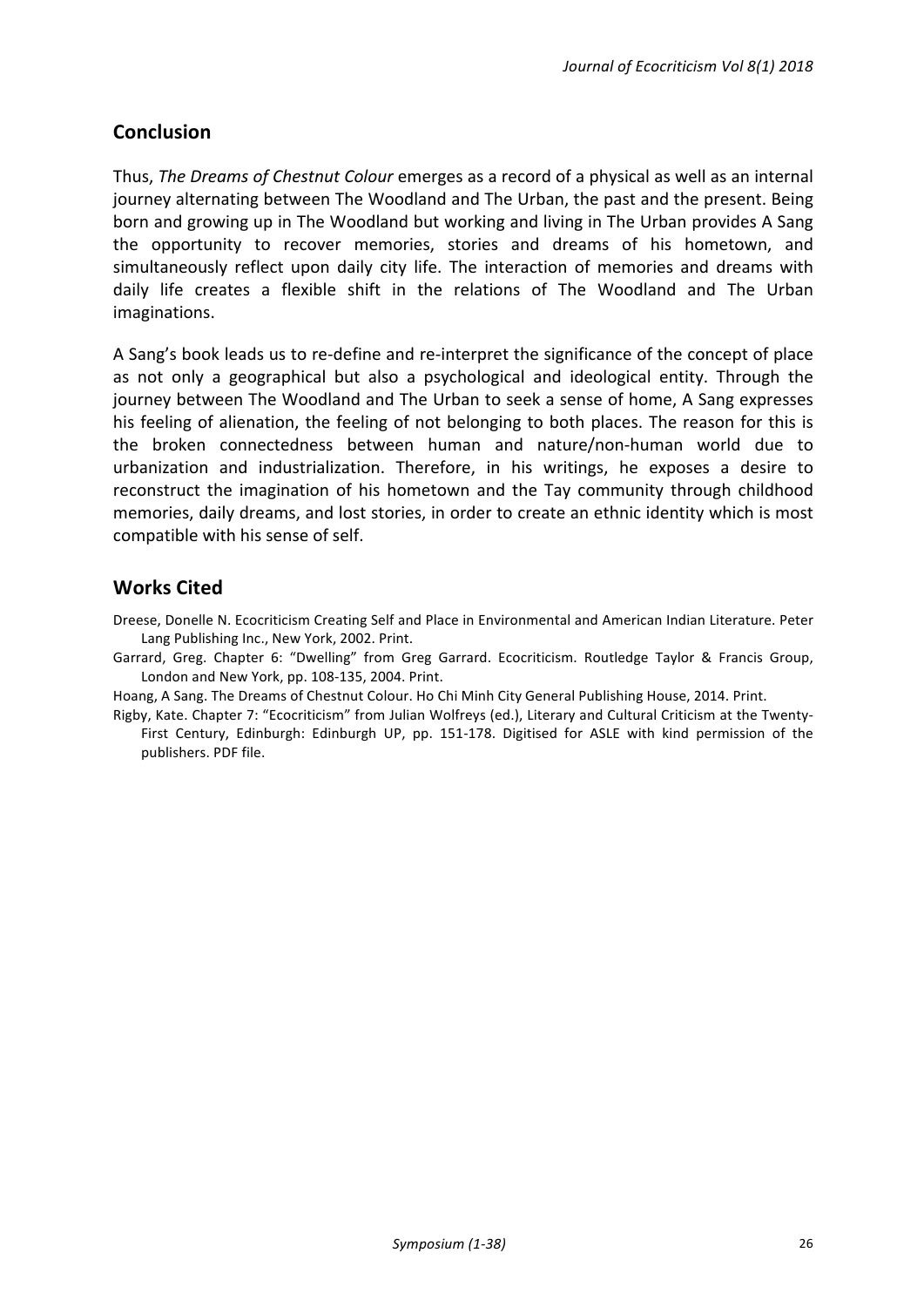## Conclusion

Thus, *The Dreams of Chestnut Colour* emerges as a record of a physical as well as an internal journey alternating between The Woodland and The Urban, the past and the present. Being born and growing up in The Woodland but working and living in The Urban provides A Sang the opportunity to recover memories, stories and dreams of his hometown, and simultaneously reflect upon daily city life. The interaction of memories and dreams with daily life creates a flexible shift in the relations of The Woodland and The Urban imaginations.

A Sang's book leads us to re-define and re-interpret the significance of the concept of place as not only a geographical but also a psychological and ideological entity. Through the journey between The Woodland and The Urban to seek a sense of home, A Sang expresses his feeling of alienation, the feeling of not belonging to both places. The reason for this is the broken connectedness between human and nature/non-human world due to urbanization and industrialization. Therefore, in his writings, he exposes a desire to reconstruct the imagination of his hometown and the Tay community through childhood memories, daily dreams, and lost stories, in order to create an ethnic identity which is most compatible with his sense of self.

## Works Cited

Dreese, Donelle N. Ecocriticism Creating Self and Place in Environmental and American Indian Literature. Peter Lang Publishing Inc., New York, 2002. Print.

Garrard, Greg. Chapter 6: "Dwelling" from Greg Garrard. Ecocriticism. Routledge Taylor & Francis Group, London and New York, pp. 108-135, 2004. Print.

Hoang, A Sang. The Dreams of Chestnut Colour. Ho Chi Minh City General Publishing House, 2014. Print.

Rigby, Kate. Chapter 7: "Ecocriticism" from Julian Wolfreys (ed.), Literary and Cultural Criticism at the Twenty-First Century, Edinburgh: Edinburgh UP, pp. 151-178. Digitised for ASLE with kind permission of the publishers. PDF file.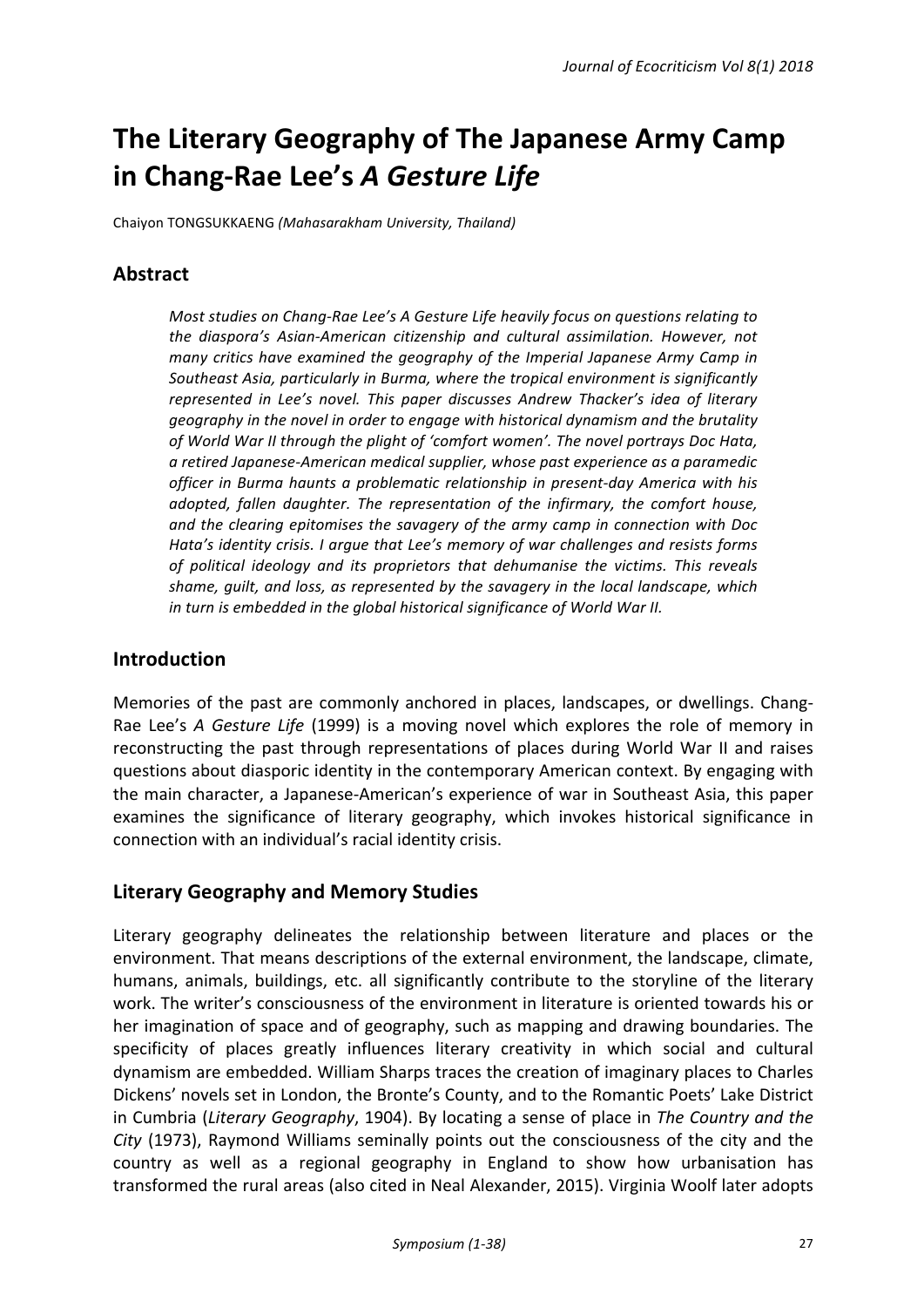# The Literary Geography of The Japanese Army Camp in Chang-Rae Lee's *A Gesture Life*

Chaiyon TONGSUKKAENG *(Mahasarakham University, Thailand)*

## Abstract

*Most studies on Chang-Rae Lee's A Gesture Life heavily focus on questions relating to the diaspora's Asian-American citizenship and cultural assimilation. However, not many critics have examined the geography of the Imperial Japanese Army Camp in Southeast Asia, particularly in Burma, where the tropical environment is significantly represented in Lee's novel. This paper discusses Andrew Thacker's idea of literary geography in the novel in order to engage with historical dynamism and the brutality of World War II through the plight of 'comfort women'. The novel portrays Doc Hata, a retired Japanese-American medical supplier, whose past experience as a paramedic officer in Burma haunts a problematic relationship in present-day America with his adopted, fallen daughter. The representation of the infirmary, the comfort house, and the clearing epitomises the savagery of the army camp in connection with Doc Hata's identity crisis. I argue that Lee's memory of war challenges and resists forms of political ideology and its proprietors that dehumanise the victims. This reveals shame, guilt, and loss, as represented by the savagery in the local landscape, which in turn is embedded in the global historical significance of World War II.*

## Introduction

Memories of the past are commonly anchored in places, landscapes, or dwellings. Chang-Rae Lee's *A Gesture Life* (1999) is a moving novel which explores the role of memory in reconstructing the past through representations of places during World War II and raises questions about diasporic identity in the contemporary American context. By engaging with the main character, a Japanese-American's experience of war in Southeast Asia, this paper examines the significance of literary geography, which invokes historical significance in connection with an individual's racial identity crisis.

## Literary Geography and Memory Studies

Literary geography delineates the relationship between literature and places or the environment. That means descriptions of the external environment, the landscape, climate, humans, animals, buildings, etc. all significantly contribute to the storyline of the literary work. The writer's consciousness of the environment in literature is oriented towards his or her imagination of space and of geography, such as mapping and drawing boundaries. The specificity of places greatly influences literary creativity in which social and cultural dynamism are embedded. William Sharps traces the creation of imaginary places to Charles Dickens' novels set in London, the Bronte's County, and to the Romantic Poets' Lake District in Cumbria (*Literary Geography*, 1904). By locating a sense of place in *The Country and the City* (1973), Raymond Williams seminally points out the consciousness of the city and the country as well as a regional geography in England to show how urbanisation has transformed the rural areas (also cited in Neal Alexander, 2015). Virginia Woolf later adopts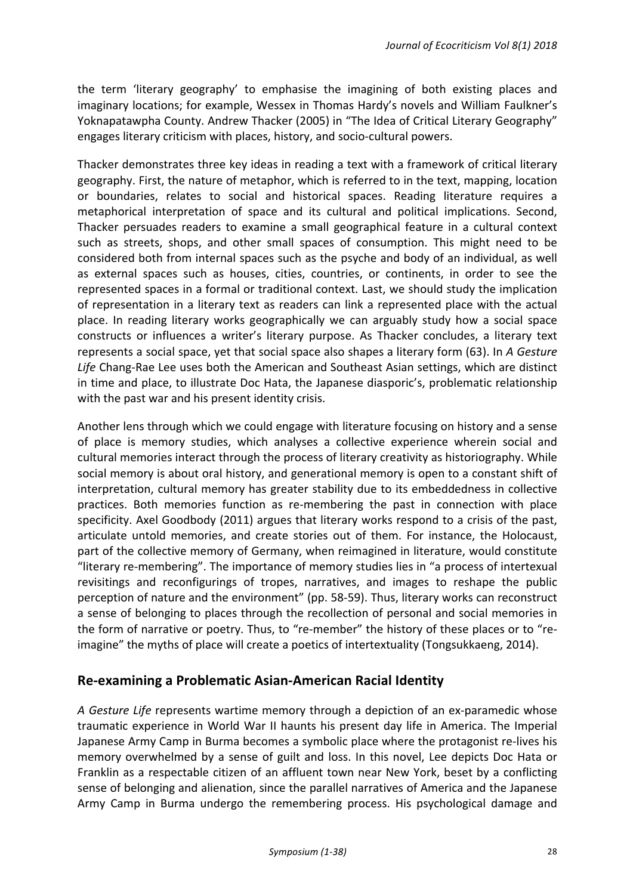the term 'literary geography' to emphasise the imagining of both existing places and imaginary locations; for example, Wessex in Thomas Hardy's novels and William Faulkner's Yoknapatawpha County. Andrew Thacker (2005) in "The Idea of Critical Literary Geography" engages literary criticism with places, history, and socio-cultural powers.

Thacker demonstrates three key ideas in reading a text with a framework of critical literary geography. First, the nature of metaphor, which is referred to in the text, mapping, location or boundaries, relates to social and historical spaces. Reading literature requires a metaphorical interpretation of space and its cultural and political implications. Second, Thacker persuades readers to examine a small geographical feature in a cultural context such as streets, shops, and other small spaces of consumption. This might need to be considered both from internal spaces such as the psyche and body of an individual, as well as external spaces such as houses, cities, countries, or continents, in order to see the represented spaces in a formal or traditional context. Last, we should study the implication of representation in a literary text as readers can link a represented place with the actual place. In reading literary works geographically we can arguably study how a social space constructs or influences a writer's literary purpose. As Thacker concludes, a literary text represents a social space, yet that social space also shapes a literary form (63). In *A Gesture Life* Chang-Rae Lee uses both the American and Southeast Asian settings, which are distinct in time and place, to illustrate Doc Hata, the Japanese diasporic's, problematic relationship with the past war and his present identity crisis.

Another lens through which we could engage with literature focusing on history and a sense of place is memory studies, which analyses a collective experience wherein social and cultural memories interact through the process of literary creativity as historiography. While social memory is about oral history, and generational memory is open to a constant shift of interpretation, cultural memory has greater stability due to its embeddedness in collective practices. Both memories function as re-membering the past in connection with place specificity. Axel Goodbody (2011) argues that literary works respond to a crisis of the past, articulate untold memories, and create stories out of them. For instance, the Holocaust, part of the collective memory of Germany, when reimagined in literature, would constitute "literary re-membering". The importance of memory studies lies in "a process of intertexual revisitings and reconfigurings of tropes, narratives, and images to reshape the public perception of nature and the environment" (pp. 58-59). Thus, literary works can reconstruct a sense of belonging to places through the recollection of personal and social memories in the form of narrative or poetry. Thus, to "re-member" the history of these places or to "re-imagine" the myths of place will create a poetics of intertextuality (Tongsukkaeng, 2014).

## Re-examining a Problematic Asian-American Racial Identity

*A Gesture Life* represents wartime memory through a depiction of an ex-paramedic whose traumatic experience in World War II haunts his present day life in America. The Imperial Japanese Army Camp in Burma becomes a symbolic place where the protagonist re-lives his memory overwhelmed by a sense of guilt and loss. In this novel, Lee depicts Doc Hata or Franklin as a respectable citizen of an affluent town near New York, beset by a conflicting sense of belonging and alienation, since the parallel narratives of America and the Japanese Army Camp in Burma undergo the remembering process. His psychological damage and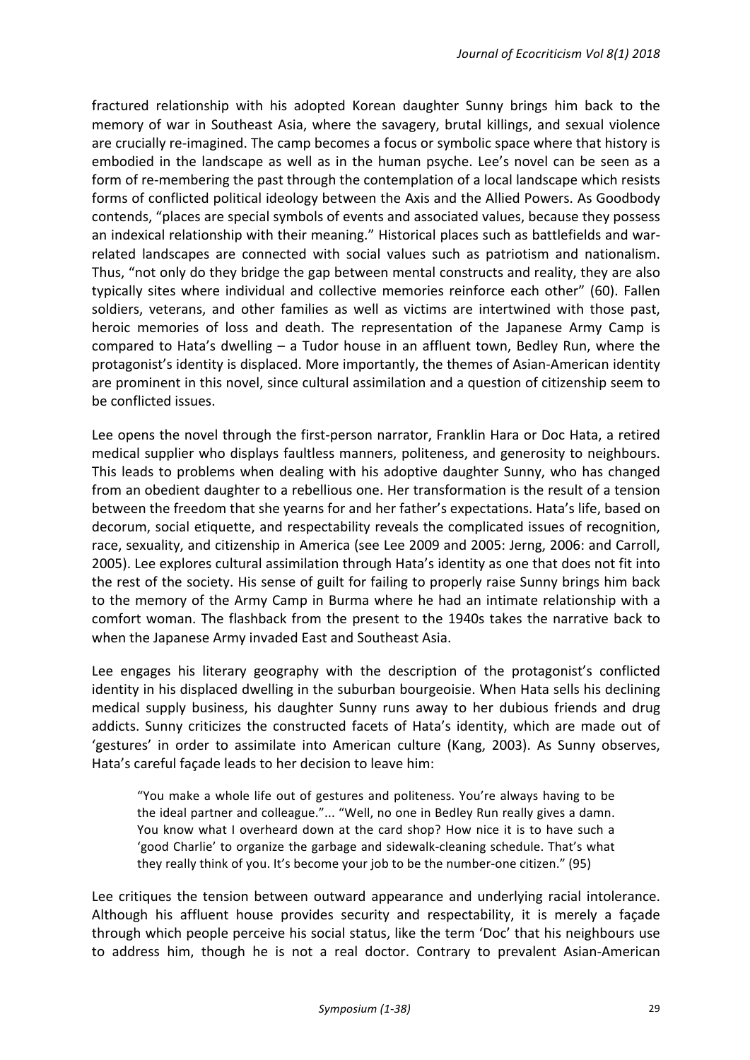fractured relationship with his adopted Korean daughter Sunny brings him back to the memory of war in Southeast Asia, where the savagery, brutal killings, and sexual violence are crucially re-imagined. The camp becomes a focus or symbolic space where that history is embodied in the landscape as well as in the human psyche. Lee's novel can be seen as a form of re-membering the past through the contemplation of a local landscape which resists forms of conflicted political ideology between the Axis and the Allied Powers. As Goodbody contends, "places are special symbols of events and associated values, because they possess an indexical relationship with their meaning." Historical places such as battlefields and war-related landscapes are connected with social values such as patriotism and nationalism. Thus, "not only do they bridge the gap between mental constructs and reality, they are also typically sites where individual and collective memories reinforce each other" (60). Fallen soldiers, veterans, and other families as well as victims are intertwined with those past, heroic memories of loss and death. The representation of the Japanese Army Camp is compared to Hata's dwelling – a Tudor house in an affluent town, Bedley Run, where the protagonist's identity is displaced. More importantly, the themes of Asian-American identity are prominent in this novel, since cultural assimilation and a question of citizenship seem to be conflicted issues.

Lee opens the novel through the first-person narrator, Franklin Hara or Doc Hata, a retired medical supplier who displays faultless manners, politeness, and generosity to neighbours. This leads to problems when dealing with his adoptive daughter Sunny, who has changed from an obedient daughter to a rebellious one. Her transformation is the result of a tension between the freedom that she yearns for and her father's expectations. Hata's life, based on decorum, social etiquette, and respectability reveals the complicated issues of recognition, race, sexuality, and citizenship in America (see Lee 2009 and 2005: Jerng, 2006: and Carroll, 2005). Lee explores cultural assimilation through Hata's identity as one that does not fit into the rest of the society. His sense of guilt for failing to properly raise Sunny brings him back to the memory of the Army Camp in Burma where he had an intimate relationship with a comfort woman. The flashback from the present to the 1940s takes the narrative back to when the Japanese Army invaded East and Southeast Asia.

Lee engages his literary geography with the description of the protagonist's conflicted identity in his displaced dwelling in the suburban bourgeoisie. When Hata sells his declining medical supply business, his daughter Sunny runs away to her dubious friends and drug addicts. Sunny criticizes the constructed facets of Hata's identity, which are made out of 'gestures' in order to assimilate into American culture (Kang, 2003). As Sunny observes, Hata's careful façade leads to her decision to leave him:

> "You make a whole life out of gestures and politeness. You're always having to be the ideal partner and colleague."... "Well, no one in Bedley Run really gives a damn. You know what I overheard down at the card shop? How nice it is to have such a 'good Charlie' to organize the garbage and sidewalk-cleaning schedule. That's what they really think of you. It's become your job to be the number-one citizen." (95)

Lee critiques the tension between outward appearance and underlying racial intolerance. Although his affluent house provides security and respectability, it is merely a façade through which people perceive his social status, like the term 'Doc' that his neighbours use to address him, though he is not a real doctor. Contrary to prevalent Asian-American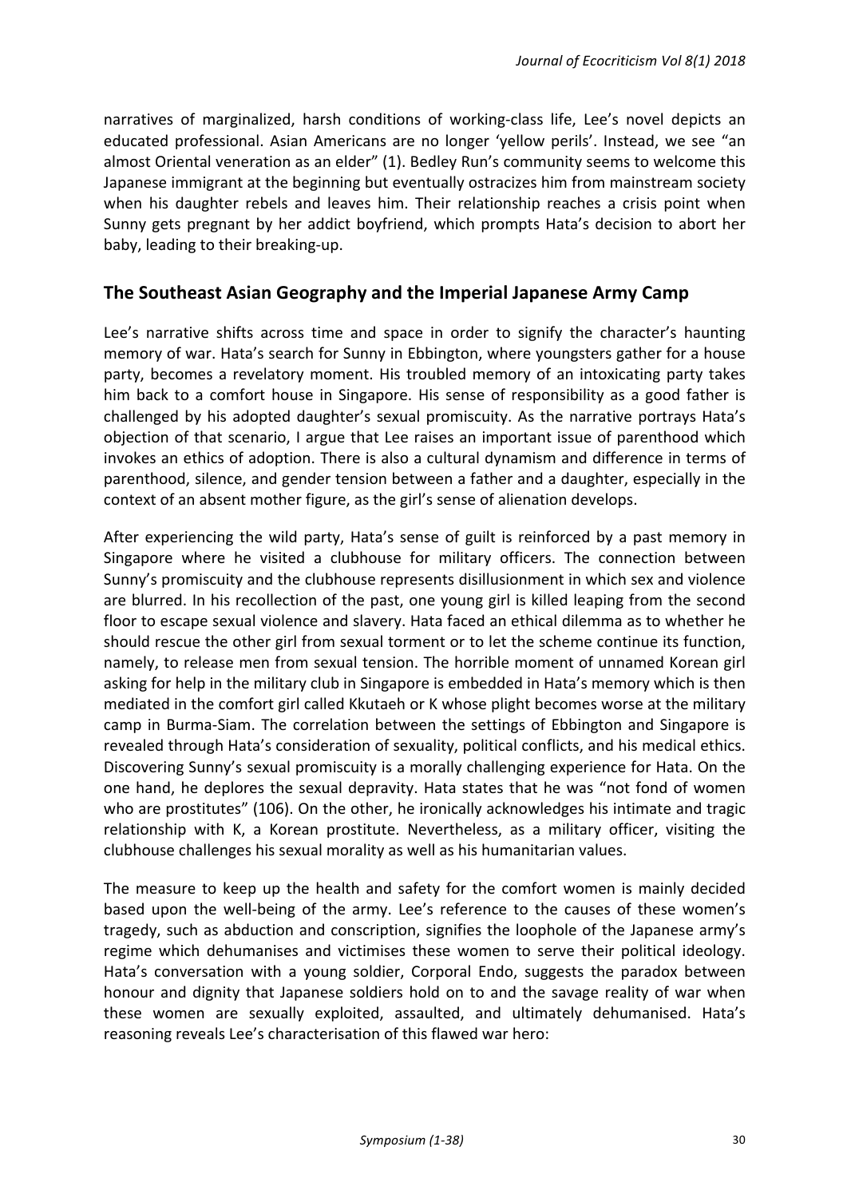narratives of marginalized, harsh conditions of working-class life, Lee's novel depicts an educated professional. Asian Americans are no longer 'yellow perils'. Instead, we see "an almost Oriental veneration as an elder" (1). Bedley Run's community seems to welcome this Japanese immigrant at the beginning but eventually ostracizes him from mainstream society when his daughter rebels and leaves him. Their relationship reaches a crisis point when Sunny gets pregnant by her addict boyfriend, which prompts Hata's decision to abort her baby, leading to their breaking-up.

## The Southeast Asian Geography and the Imperial Japanese Army Camp

Lee's narrative shifts across time and space in order to signify the character's haunting memory of war. Hata's search for Sunny in Ebbington, where youngsters gather for a house party, becomes a revelatory moment. His troubled memory of an intoxicating party takes him back to a comfort house in Singapore. His sense of responsibility as a good father is challenged by his adopted daughter's sexual promiscuity. As the narrative portrays Hata's objection of that scenario, I argue that Lee raises an important issue of parenthood which invokes an ethics of adoption. There is also a cultural dynamism and difference in terms of parenthood, silence, and gender tension between a father and a daughter, especially in the context of an absent mother figure, as the girl's sense of alienation develops.

After experiencing the wild party, Hata's sense of guilt is reinforced by a past memory in Singapore where he visited a clubhouse for military officers. The connection between Sunny's promiscuity and the clubhouse represents disillusionment in which sex and violence are blurred. In his recollection of the past, one young girl is killed leaping from the second floor to escape sexual violence and slavery. Hata faced an ethical dilemma as to whether he should rescue the other girl from sexual torment or to let the scheme continue its function, namely, to release men from sexual tension. The horrible moment of unnamed Korean girl asking for help in the military club in Singapore is embedded in Hata's memory which is then mediated in the comfort girl called Kkutaeh or K whose plight becomes worse at the military camp in Burma-Siam. The correlation between the settings of Ebbington and Singapore is revealed through Hata's consideration of sexuality, political conflicts, and his medical ethics. Discovering Sunny's sexual promiscuity is a morally challenging experience for Hata. On the one hand, he deplores the sexual depravity. Hata states that he was "not fond of women who are prostitutes" (106). On the other, he ironically acknowledges his intimate and tragic relationship with K, a Korean prostitute. Nevertheless, as a military officer, visiting the clubhouse challenges his sexual morality as well as his humanitarian values.

The measure to keep up the health and safety for the comfort women is mainly decided based upon the well-being of the army. Lee's reference to the causes of these women's tragedy, such as abduction and conscription, signifies the loophole of the Japanese army's regime which dehumanises and victimises these women to serve their political ideology. Hata's conversation with a young soldier, Corporal Endo, suggests the paradox between honour and dignity that Japanese soldiers hold on to and the savage reality of war when these women are sexually exploited, assaulted, and ultimately dehumanised. Hata's reasoning reveals Lee's characterisation of this flawed war hero: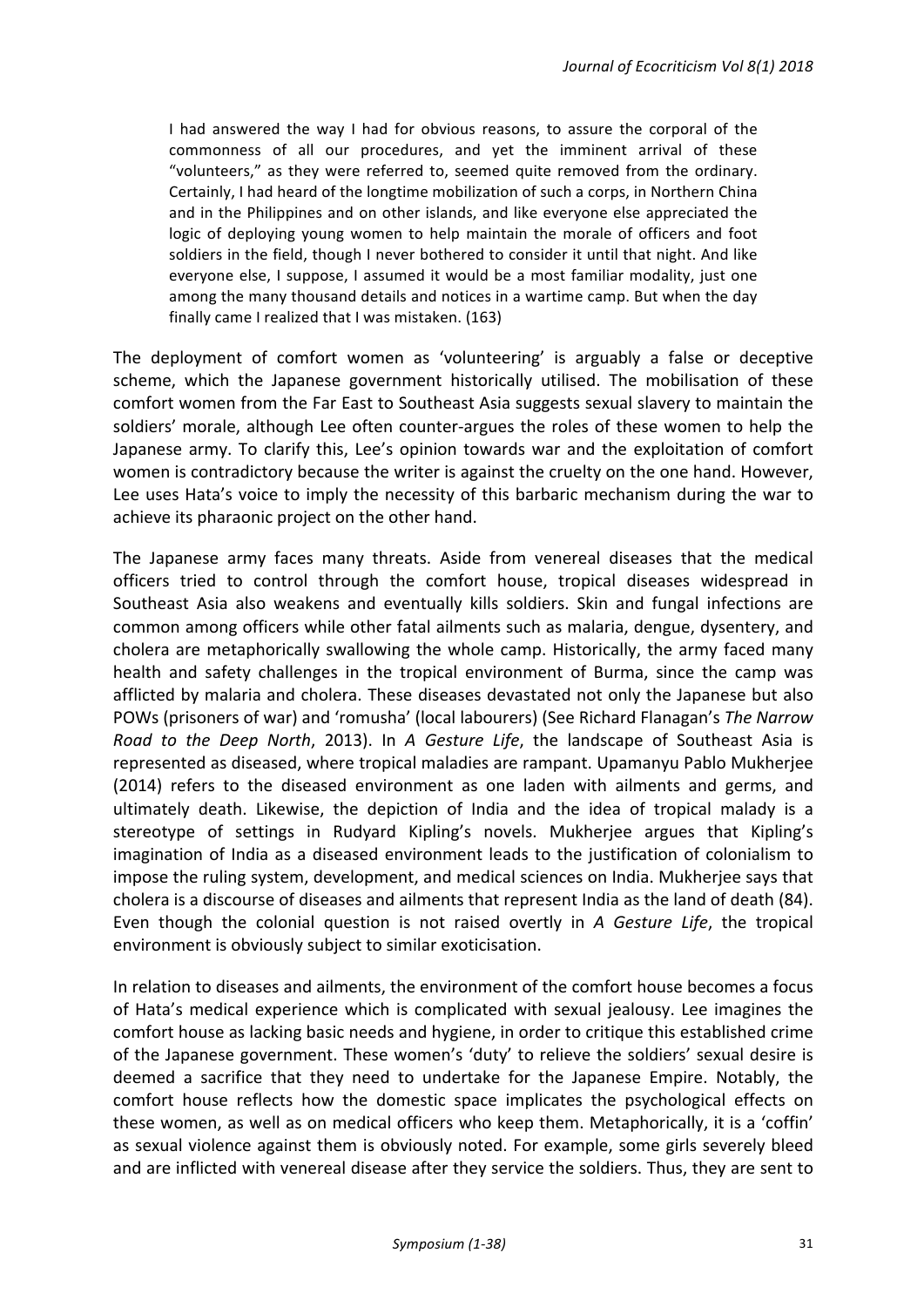> I had answered the way I had for obvious reasons, to assure the corporal of the commonness of all our procedures, and yet the imminent arrival of these "volunteers," as they were referred to, seemed quite removed from the ordinary. Certainly, I had heard of the longtime mobilization of such a corps, in Northern China and in the Philippines and on other islands, and like everyone else appreciated the logic of deploying young women to help maintain the morale of officers and foot soldiers in the field, though I never bothered to consider it until that night. And like everyone else, I suppose, I assumed it would be a most familiar modality, just one among the many thousand details and notices in a wartime camp. But when the day finally came I realized that I was mistaken. (163)

The deployment of comfort women as 'volunteering' is arguably a false or deceptive scheme, which the Japanese government historically utilised. The mobilisation of these comfort women from the Far East to Southeast Asia suggests sexual slavery to maintain the soldiers' morale, although Lee often counter-argues the roles of these women to help the Japanese army. To clarify this, Lee's opinion towards war and the exploitation of comfort women is contradictory because the writer is against the cruelty on the one hand. However, Lee uses Hata's voice to imply the necessity of this barbaric mechanism during the war to achieve its pharaonic project on the other hand.

The Japanese army faces many threats. Aside from venereal diseases that the medical officers tried to control through the comfort house, tropical diseases widespread in Southeast Asia also weakens and eventually kills soldiers. Skin and fungal infections are common among officers while other fatal ailments such as malaria, dengue, dysentery, and cholera are metaphorically swallowing the whole camp. Historically, the army faced many health and safety challenges in the tropical environment of Burma, since the camp was afflicted by malaria and cholera. These diseases devastated not only the Japanese but also POWs (prisoners of war) and 'romusha' (local labourers) (See Richard Flanagan's *The Narrow Road to the Deep North*, 2013). In *A Gesture Life*, the landscape of Southeast Asia is represented as diseased, where tropical maladies are rampant. Upamanyu Pablo Mukherjee (2014) refers to the diseased environment as one laden with ailments and germs, and ultimately death. Likewise, the depiction of India and the idea of tropical malady is a stereotype of settings in Rudyard Kipling's novels. Mukherjee argues that Kipling's imagination of India as a diseased environment leads to the justification of colonialism to impose the ruling system, development, and medical sciences on India. Mukherjee says that cholera is a discourse of diseases and ailments that represent India as the land of death (84). Even though the colonial question is not raised overtly in *A Gesture Life*, the tropical environment is obviously subject to similar exoticisation.

In relation to diseases and ailments, the environment of the comfort house becomes a focus of Hata's medical experience which is complicated with sexual jealousy. Lee imagines the comfort house as lacking basic needs and hygiene, in order to critique this established crime of the Japanese government. These women's 'duty' to relieve the soldiers' sexual desire is deemed a sacrifice that they need to undertake for the Japanese Empire. Notably, the comfort house reflects how the domestic space implicates the psychological effects on these women, as well as on medical officers who keep them. Metaphorically, it is a 'coffin' as sexual violence against them is obviously noted. For example, some girls severely bleed and are inflicted with venereal disease after they service the soldiers. Thus, they are sent to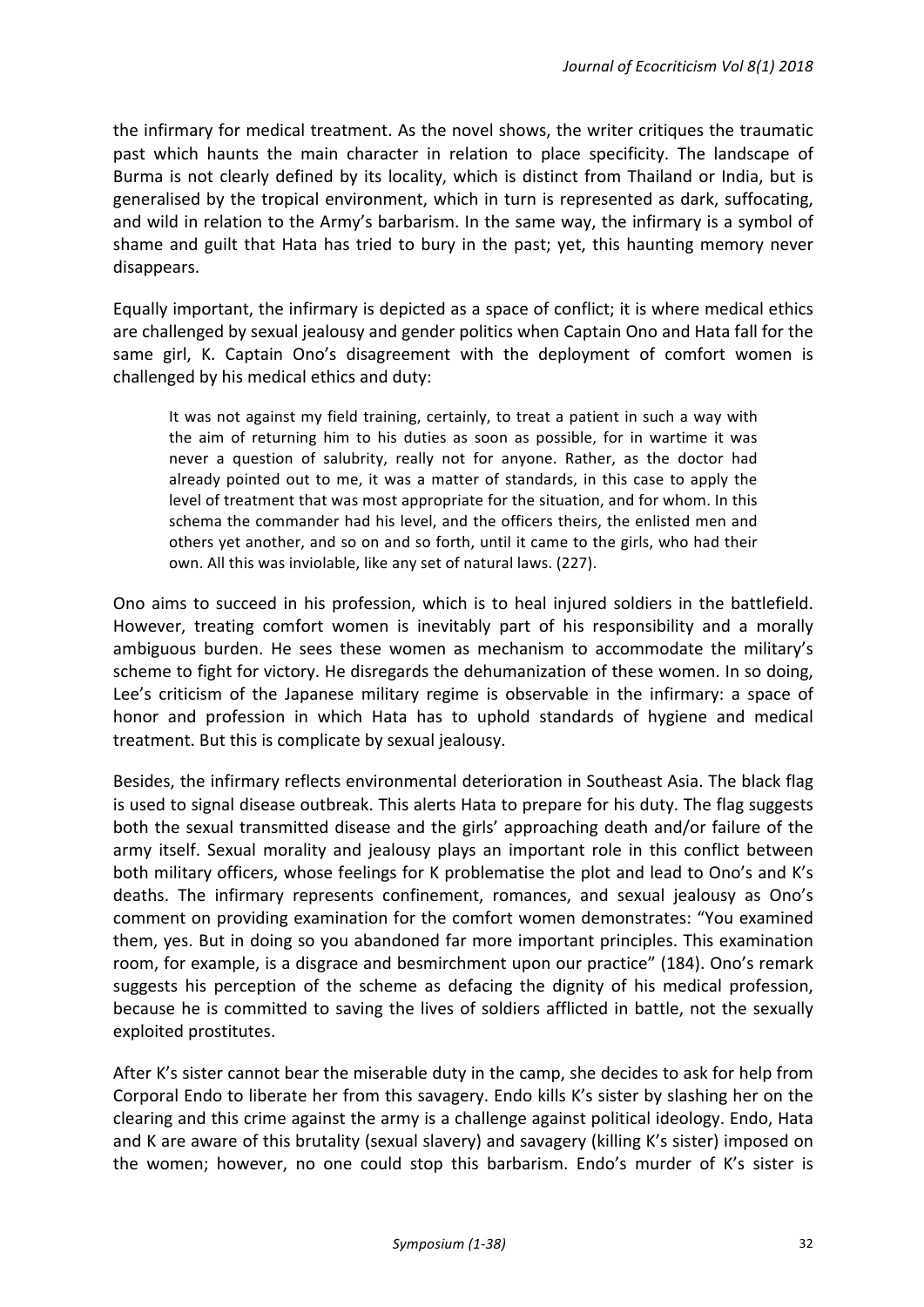the infirmary for medical treatment. As the novel shows, the writer critiques the traumatic past which haunts the main character in relation to place specificity. The landscape of Burma is not clearly defined by its locality, which is distinct from Thailand or India, but is generalised by the tropical environment, which in turn is represented as dark, suffocating, and wild in relation to the Army's barbarism. In the same way, the infirmary is a symbol of shame and guilt that Hata has tried to bury in the past; yet, this haunting memory never disappears.

Equally important, the infirmary is depicted as a space of conflict; it is where medical ethics are challenged by sexual jealousy and gender politics when Captain Ono and Hata fall for the same girl, K. Captain Ono's disagreement with the deployment of comfort women is challenged by his medical ethics and duty:

> It was not against my field training, certainly, to treat a patient in such a way with the aim of returning him to his duties as soon as possible, for in wartime it was never a question of salubrity, really not for anyone. Rather, as the doctor had already pointed out to me, it was a matter of standards, in this case to apply the level of treatment that was most appropriate for the situation, and for whom. In this schema the commander had his level, and the officers theirs, the enlisted men and others yet another, and so on and so forth, until it came to the girls, who had their own. All this was inviolable, like any set of natural laws. (227).

Ono aims to succeed in his profession, which is to heal injured soldiers in the battlefield. However, treating comfort women is inevitably part of his responsibility and a morally ambiguous burden. He sees these women as mechanism to accommodate the military's scheme to fight for victory. He disregards the dehumanization of these women. In so doing, Lee's criticism of the Japanese military regime is observable in the infirmary: a space of honor and profession in which Hata has to uphold standards of hygiene and medical treatment. But this is complicate by sexual jealousy.

Besides, the infirmary reflects environmental deterioration in Southeast Asia. The black flag is used to signal disease outbreak. This alerts Hata to prepare for his duty. The flag suggests both the sexual transmitted disease and the girls' approaching death and/or failure of the army itself. Sexual morality and jealousy plays an important role in this conflict between both military officers, whose feelings for K problematise the plot and lead to Ono's and K's deaths. The infirmary represents confinement, romances, and sexual jealousy as Ono's comment on providing examination for the comfort women demonstrates: "You examined them, yes. But in doing so you abandoned far more important principles. This examination room, for example, is a disgrace and besmirchment upon our practice" (184). Ono's remark suggests his perception of the scheme as defacing the dignity of his medical profession, because he is committed to saving the lives of soldiers afflicted in battle, not the sexually exploited prostitutes.

After K's sister cannot bear the miserable duty in the camp, she decides to ask for help from Corporal Endo to liberate her from this savagery. Endo kills K's sister by slashing her on the clearing and this crime against the army is a challenge against political ideology. Endo, Hata and K are aware of this brutality (sexual slavery) and savagery (killing K's sister) imposed on the women; however, no one could stop this barbarism. Endo's murder of K's sister is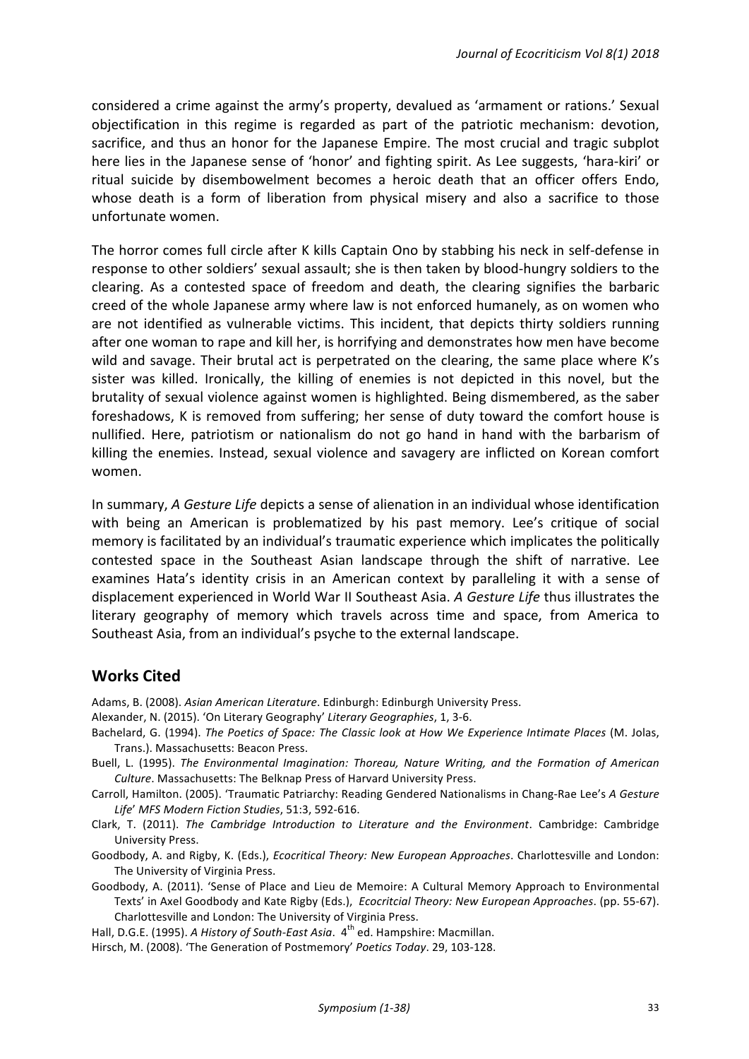considered a crime against the army's property, devalued as 'armament or rations.' Sexual objectification in this regime is regarded as part of the patriotic mechanism: devotion, sacrifice, and thus an honor for the Japanese Empire. The most crucial and tragic subplot here lies in the Japanese sense of 'honor' and fighting spirit. As Lee suggests, 'hara-kiri' or ritual suicide by disembowelment becomes a heroic death that an officer offers Endo, whose death is a form of liberation from physical misery and also a sacrifice to those unfortunate women.

The horror comes full circle after K kills Captain Ono by stabbing his neck in self-defense in response to other soldiers' sexual assault; she is then taken by blood-hungry soldiers to the clearing. As a contested space of freedom and death, the clearing signifies the barbaric creed of the whole Japanese army where law is not enforced humanely, as on women who are not identified as vulnerable victims. This incident, that depicts thirty soldiers running after one woman to rape and kill her, is horrifying and demonstrates how men have become wild and savage. Their brutal act is perpetrated on the clearing, the same place where K's sister was killed. Ironically, the killing of enemies is not depicted in this novel, but the brutality of sexual violence against women is highlighted. Being dismembered, as the saber foreshadows, K is removed from suffering; her sense of duty toward the comfort house is nullified. Here, patriotism or nationalism do not go hand in hand with the barbarism of killing the enemies. Instead, sexual violence and savagery are inflicted on Korean comfort women.

In summary, *A Gesture Life* depicts a sense of alienation in an individual whose identification with being an American is problematized by his past memory. Lee's critique of social memory is facilitated by an individual's traumatic experience which implicates the politically contested space in the Southeast Asian landscape through the shift of narrative. Lee examines Hata's identity crisis in an American context by paralleling it with a sense of displacement experienced in World War II Southeast Asia. *A Gesture Life* thus illustrates the literary geography of memory which travels across time and space, from America to Southeast Asia, from an individual's psyche to the external landscape.

## Works Cited

Adams, B. (2008). *Asian American Literature*. Edinburgh: Edinburgh University Press.

Alexander, N. (2015). 'On Literary Geography' *Literary Geographies*, 1, 3-6.

Bachelard, G. (1994). *The Poetics of Space: The Classic look at How We Experience Intimate Places* (M. Jolas, Trans.). Massachusetts: Beacon Press.

Buell, L. (1995). *The Environmental Imagination: Thoreau, Nature Writing, and the Formation of American Culture*. Massachusetts: The Belknap Press of Harvard University Press.

Carroll, Hamilton. (2005). 'Traumatic Patriarchy: Reading Gendered Nationalisms in Chang-Rae Lee's *A Gesture Life*' *MFS Modern Fiction Studies*, 51:3, 592-616.

Clark, T. (2011). *The Cambridge Introduction to Literature and the Environment*. Cambridge: Cambridge University Press.

Goodbody, A. and Rigby, K. (Eds.), *Ecocritical Theory: New European Approaches*. Charlottesville and London: The University of Virginia Press.

Goodbody, A. (2011). 'Sense of Place and Lieu de Memoire: A Cultural Memory Approach to Environmental Texts' in Axel Goodbody and Kate Rigby (Eds.), *Ecocritcial Theory: New European Approaches*. (pp. 55-67). Charlottesville and London: The University of Virginia Press.

Hall, D.G.E. (1995). *A History of South-East Asia*. 4th ed. Hampshire: Macmillan.

Hirsch, M. (2008). 'The Generation of Postmemory' *Poetics Today*. 29, 103-128.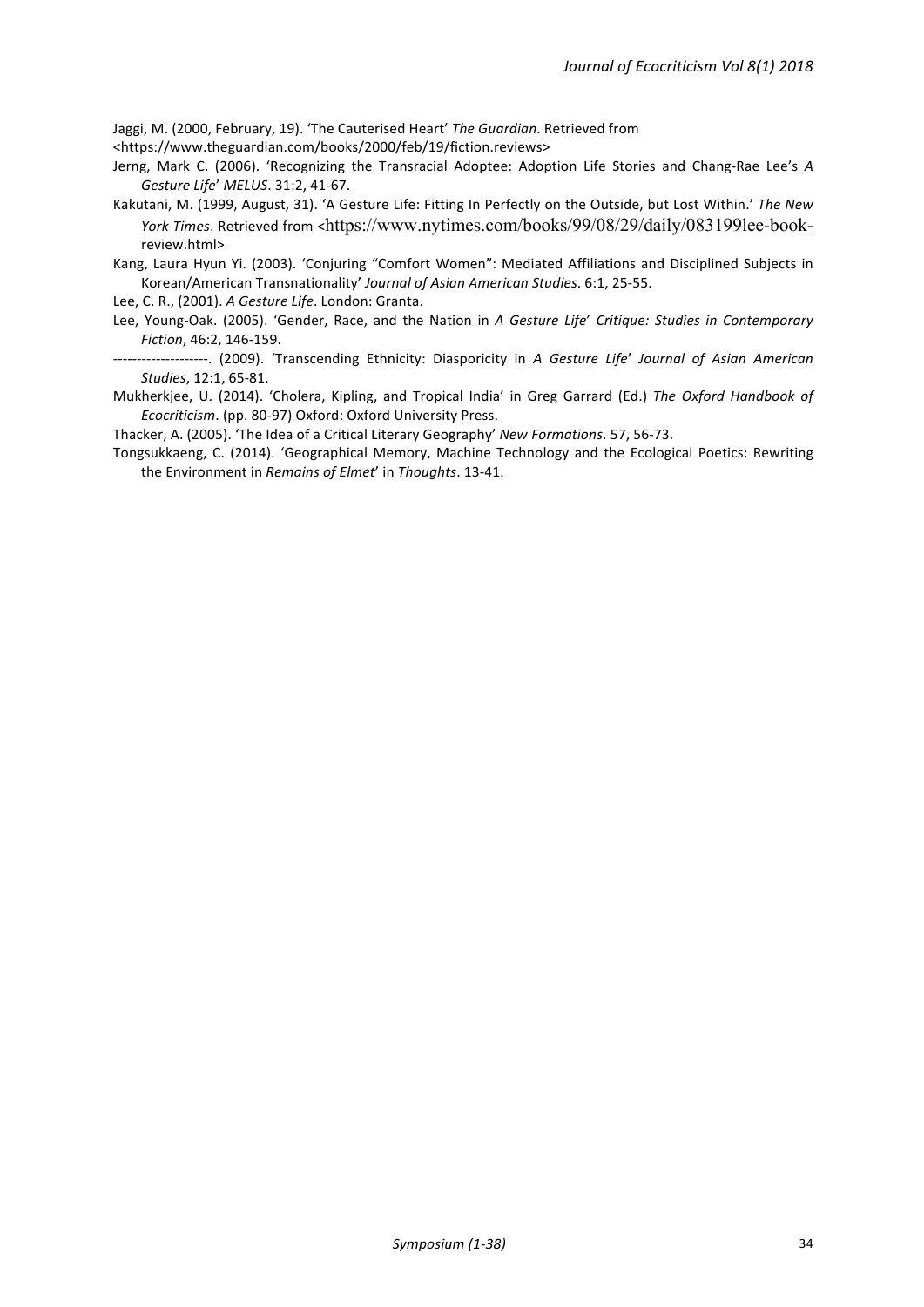Jaggi, M. (2000, February, 19). 'The Cauterised Heart' *The Guardian*. Retrieved from <https://www.theguardian.com/books/2000/feb/19/fiction.reviews>

Jerng, Mark C. (2006). 'Recognizing the Transracial Adoptee: Adoption Life Stories and Chang-Rae Lee's *A Gesture Life*' *MELUS*. 31:2, 41-67.

Kakutani, M. (1999, August, 31). 'A Gesture Life: Fitting In Perfectly on the Outside, but Lost Within.' *The New York Times*. Retrieved from <https://www.nytimes.com/books/99/08/29/daily/083199lee-book-review.html>

Kang, Laura Hyun Yi. (2003). 'Conjuring "Comfort Women": Mediated Affiliations and Disciplined Subjects in Korean/American Transnationality' *Journal of Asian American Studies*. 6:1, 25-55.

Lee, C. R., (2001). *A Gesture Life*. London: Granta.

Lee, Young-Oak. (2005). 'Gender, Race, and the Nation in *A Gesture Life*' *Critique: Studies in Contemporary Fiction*, 46:2, 146-159.

--------------------. (2009). 'Transcending Ethnicity: Diasporicity in *A Gesture Life*' *Journal of Asian American Studies*, 12:1, 65-81.

Mukherkjee, U. (2014). 'Cholera, Kipling, and Tropical India' in Greg Garrard (Ed.) *The Oxford Handbook of Ecocriticism*. (pp. 80-97) Oxford: Oxford University Press.

Thacker, A. (2005). 'The Idea of a Critical Literary Geography' *New Formations*. 57, 56-73.

Tongsukkaeng, C. (2014). 'Geographical Memory, Machine Technology and the Ecological Poetics: Rewriting the Environment in *Remains of Elmet*' in *Thoughts*. 13-41.